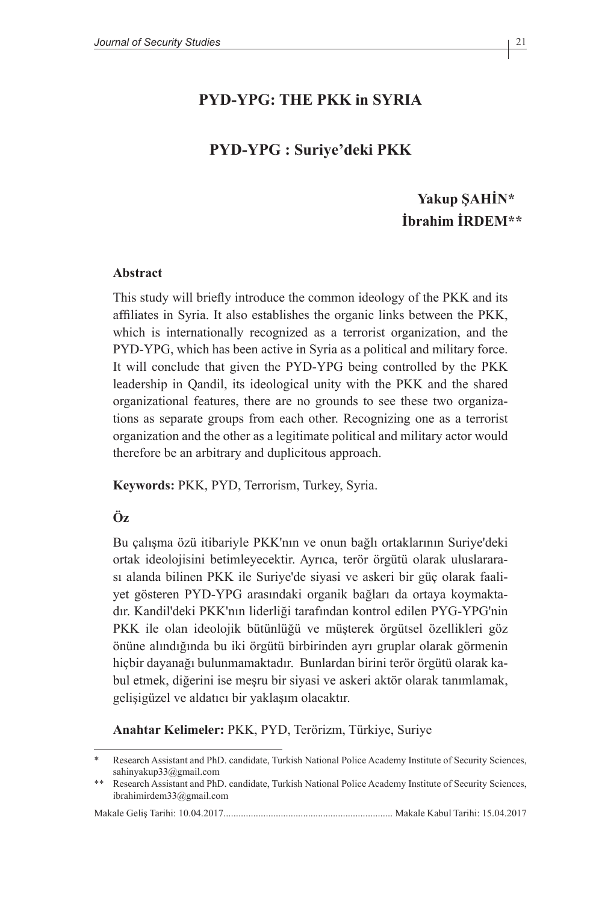# PYD-YPG: THE PKK in SYRIA

# PYD-YPG : Suriye'deki PKK

**Yakup ŞAHİN***
**İbrahim İRDEM****

**Abstract**

This study will briefly introduce the common ideology of the PKK and its affiliates in Syria. It also establishes the organic links between the PKK, which is internationally recognized as a terrorist organization, and the PYD-YPG, which has been active in Syria as a political and military force. It will conclude that given the PYD-YPG being controlled by the PKK leadership in Qandil, its ideological unity with the PKK and the shared organizational features, there are no grounds to see these two organizations as separate groups from each other. Recognizing one as a terrorist organization and the other as a legitimate political and military actor would therefore be an arbitrary and duplicitous approach.

**Keywords:** PKK, PYD, Terrorism, Turkey, Syria.

**Öz**

Bu çalışma özü itibariyle PKK'nın ve onun bağlı ortaklarının Suriye'deki ortak ideolojisini betimleyecektir. Ayrıca, terör örgütü olarak uluslararası alanda bilinen PKK ile Suriye'de siyasi ve askeri bir güç olarak faaliyet gösteren PYD-YPG arasındaki organik bağları da ortaya koymaktadır. Kandil'deki PKK'nın liderliği tarafından kontrol edilen PYG-YPG'nin PKK ile olan ideolojik bütünlüğü ve müşterek örgütsel özellikleri göz önüne alındığında bu iki örgütü birbirinden ayrı gruplar olarak görmenin hiçbir dayanağı bulunmamaktadır. Bunlardan birini terör örgütü olarak kabul etmek, diğerini ise meşru bir siyasi ve askeri aktör olarak tanımlamak, gelişigüzel ve aldatıcı bir yaklaşım olacaktır.

**Anahtar Kelimeler:** PKK, PYD, Terörizm, Türkiye, Suriye

---

\* Research Assistant and PhD. candidate, Turkish National Police Academy Institute of Security Sciences, sahinyakup33@gmail.com

\*\* Research Assistant and PhD. candidate, Turkish National Police Academy Institute of Security Sciences, ibrahimirdem33@gmail.com

Makale Geliş Tarihi: 10.04.2017................................................................... Makale Kabul Tarihi: 15.04.2017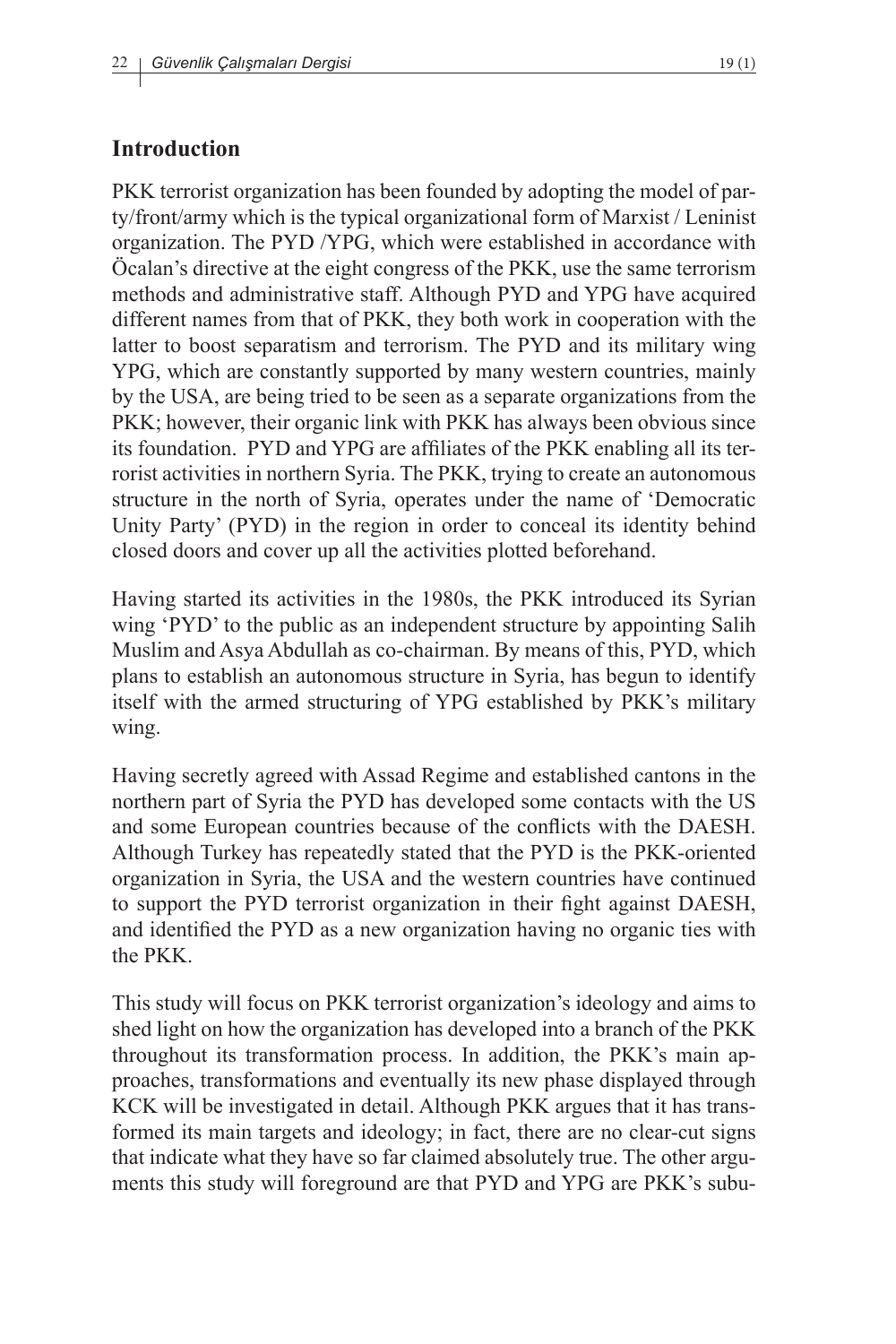## Introduction

PKK terrorist organization has been founded by adopting the model of party/front/army which is the typical organizational form of Marxist / Leninist organization. The PYD /YPG, which were established in accordance with Öcalan's directive at the eight congress of the PKK, use the same terrorism methods and administrative staff. Although PYD and YPG have acquired different names from that of PKK, they both work in cooperation with the latter to boost separatism and terrorism. The PYD and its military wing YPG, which are constantly supported by many western countries, mainly by the USA, are being tried to be seen as a separate organizations from the PKK; however, their organic link with PKK has always been obvious since its foundation. PYD and YPG are affiliates of the PKK enabling all its terrorist activities in northern Syria. The PKK, trying to create an autonomous structure in the north of Syria, operates under the name of 'Democratic Unity Party' (PYD) in the region in order to conceal its identity behind closed doors and cover up all the activities plotted beforehand.

Having started its activities in the 1980s, the PKK introduced its Syrian wing 'PYD' to the public as an independent structure by appointing Salih Muslim and Asya Abdullah as co-chairman. By means of this, PYD, which plans to establish an autonomous structure in Syria, has begun to identify itself with the armed structuring of YPG established by PKK's military wing.

Having secretly agreed with Assad Regime and established cantons in the northern part of Syria the PYD has developed some contacts with the US and some European countries because of the conflicts with the DAESH. Although Turkey has repeatedly stated that the PYD is the PKK-oriented organization in Syria, the USA and the western countries have continued to support the PYD terrorist organization in their fight against DAESH, and identified the PYD as a new organization having no organic ties with the PKK.

This study will focus on PKK terrorist organization's ideology and aims to shed light on how the organization has developed into a branch of the PKK throughout its transformation process. In addition, the PKK's main approaches, transformations and eventually its new phase displayed through KCK will be investigated in detail. Although PKK argues that it has transformed its main targets and ideology; in fact, there are no clear-cut signs that indicate what they have so far claimed absolutely true. The other arguments this study will foreground are that PYD and YPG are PKK's subu-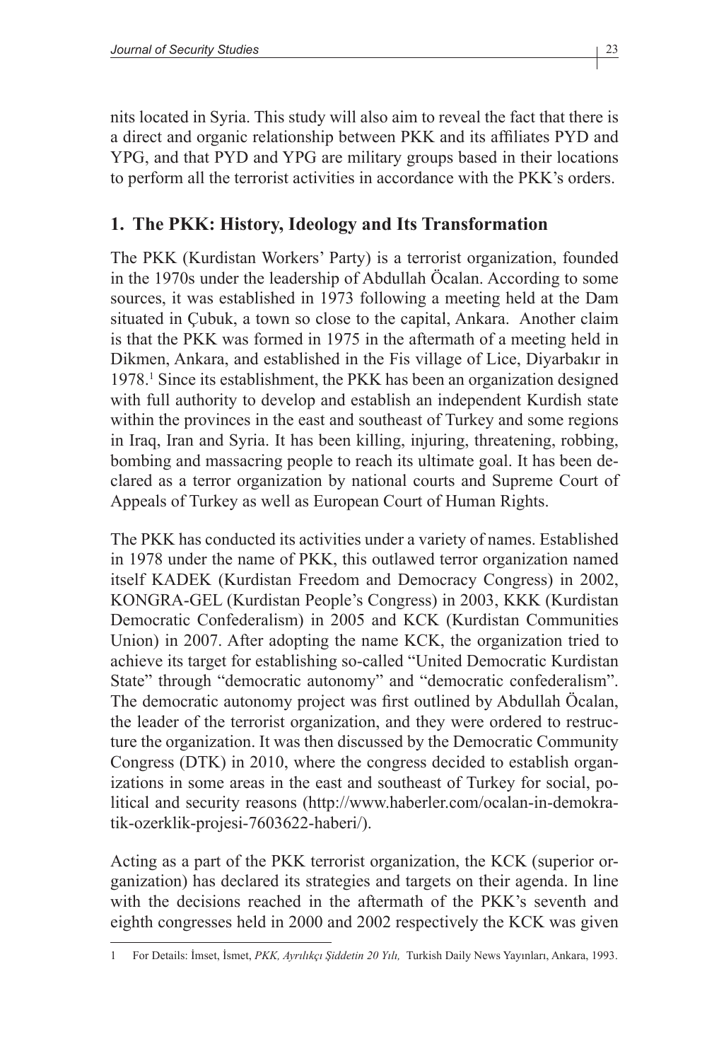nits located in Syria. This study will also aim to reveal the fact that there is a direct and organic relationship between PKK and its affiliates PYD and YPG, and that PYD and YPG are military groups based in their locations to perform all the terrorist activities in accordance with the PKK's orders.

## 1. The PKK: History, Ideology and Its Transformation

The PKK (Kurdistan Workers' Party) is a terrorist organization, founded in the 1970s under the leadership of Abdullah Öcalan. According to some sources, it was established in 1973 following a meeting held at the Dam situated in Çubuk, a town so close to the capital, Ankara. Another claim is that the PKK was formed in 1975 in the aftermath of a meeting held in Dikmen, Ankara, and established in the Fis village of Lice, Diyarbakır in 1978.[1] Since its establishment, the PKK has been an organization designed with full authority to develop and establish an independent Kurdish state within the provinces in the east and southeast of Turkey and some regions in Iraq, Iran and Syria. It has been killing, injuring, threatening, robbing, bombing and massacring people to reach its ultimate goal. It has been declared as a terror organization by national courts and Supreme Court of Appeals of Turkey as well as European Court of Human Rights.

The PKK has conducted its activities under a variety of names. Established in 1978 under the name of PKK, this outlawed terror organization named itself KADEK (Kurdistan Freedom and Democracy Congress) in 2002, KONGRA-GEL (Kurdistan People's Congress) in 2003, KKK (Kurdistan Democratic Confederalism) in 2005 and KCK (Kurdistan Communities Union) in 2007. After adopting the name KCK, the organization tried to achieve its target for establishing so-called "United Democratic Kurdistan State" through "democratic autonomy" and "democratic confederalism". The democratic autonomy project was first outlined by Abdullah Öcalan, the leader of the terrorist organization, and they were ordered to restructure the organization. It was then discussed by the Democratic Community Congress (DTK) in 2010, where the congress decided to establish organizations in some areas in the east and southeast of Turkey for social, political and security reasons (http://www.haberler.com/ocalan-in-demokratik-ozerklik-projesi-7603622-haberi/).

Acting as a part of the PKK terrorist organization, the KCK (superior organization) has declared its strategies and targets on their agenda. In line with the decisions reached in the aftermath of the PKK's seventh and eighth congresses held in 2000 and 2002 respectively the KCK was given

---

1 For Details: İmset, İsmet, *PKK, Ayrılıkçı Şiddetin 20 Yılı,* Turkish Daily News Yayınları, Ankara, 1993.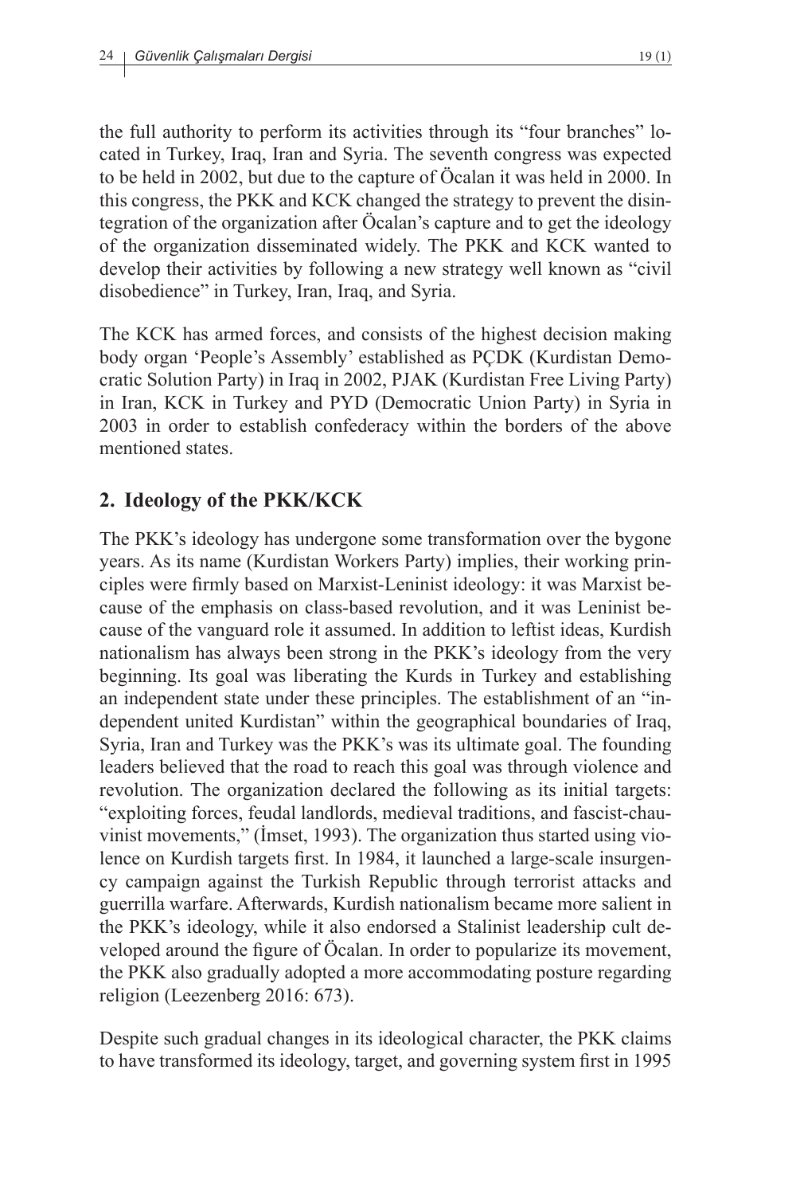the full authority to perform its activities through its "four branches" located in Turkey, Iraq, Iran and Syria. The seventh congress was expected to be held in 2002, but due to the capture of Öcalan it was held in 2000. In this congress, the PKK and KCK changed the strategy to prevent the disintegration of the organization after Öcalan's capture and to get the ideology of the organization disseminated widely. The PKK and KCK wanted to develop their activities by following a new strategy well known as "civil disobedience" in Turkey, Iran, Iraq, and Syria.

The KCK has armed forces, and consists of the highest decision making body organ 'People's Assembly' established as PÇDK (Kurdistan Democratic Solution Party) in Iraq in 2002, PJAK (Kurdistan Free Living Party) in Iran, KCK in Turkey and PYD (Democratic Union Party) in Syria in 2003 in order to establish confederacy within the borders of the above mentioned states.

## 2. Ideology of the PKK/KCK

The PKK's ideology has undergone some transformation over the bygone years. As its name (Kurdistan Workers Party) implies, their working principles were firmly based on Marxist-Leninist ideology: it was Marxist because of the emphasis on class-based revolution, and it was Leninist because of the vanguard role it assumed. In addition to leftist ideas, Kurdish nationalism has always been strong in the PKK's ideology from the very beginning. Its goal was liberating the Kurds in Turkey and establishing an independent state under these principles. The establishment of an "independent united Kurdistan" within the geographical boundaries of Iraq, Syria, Iran and Turkey was the PKK's was its ultimate goal. The founding leaders believed that the road to reach this goal was through violence and revolution. The organization declared the following as its initial targets: "exploiting forces, feudal landlords, medieval traditions, and fascist-chauvinist movements," (İmset, 1993). The organization thus started using violence on Kurdish targets first. In 1984, it launched a large-scale insurgency campaign against the Turkish Republic through terrorist attacks and guerrilla warfare. Afterwards, Kurdish nationalism became more salient in the PKK's ideology, while it also endorsed a Stalinist leadership cult developed around the figure of Öcalan. In order to popularize its movement, the PKK also gradually adopted a more accommodating posture regarding religion (Leezenberg 2016: 673).

Despite such gradual changes in its ideological character, the PKK claims to have transformed its ideology, target, and governing system first in 1995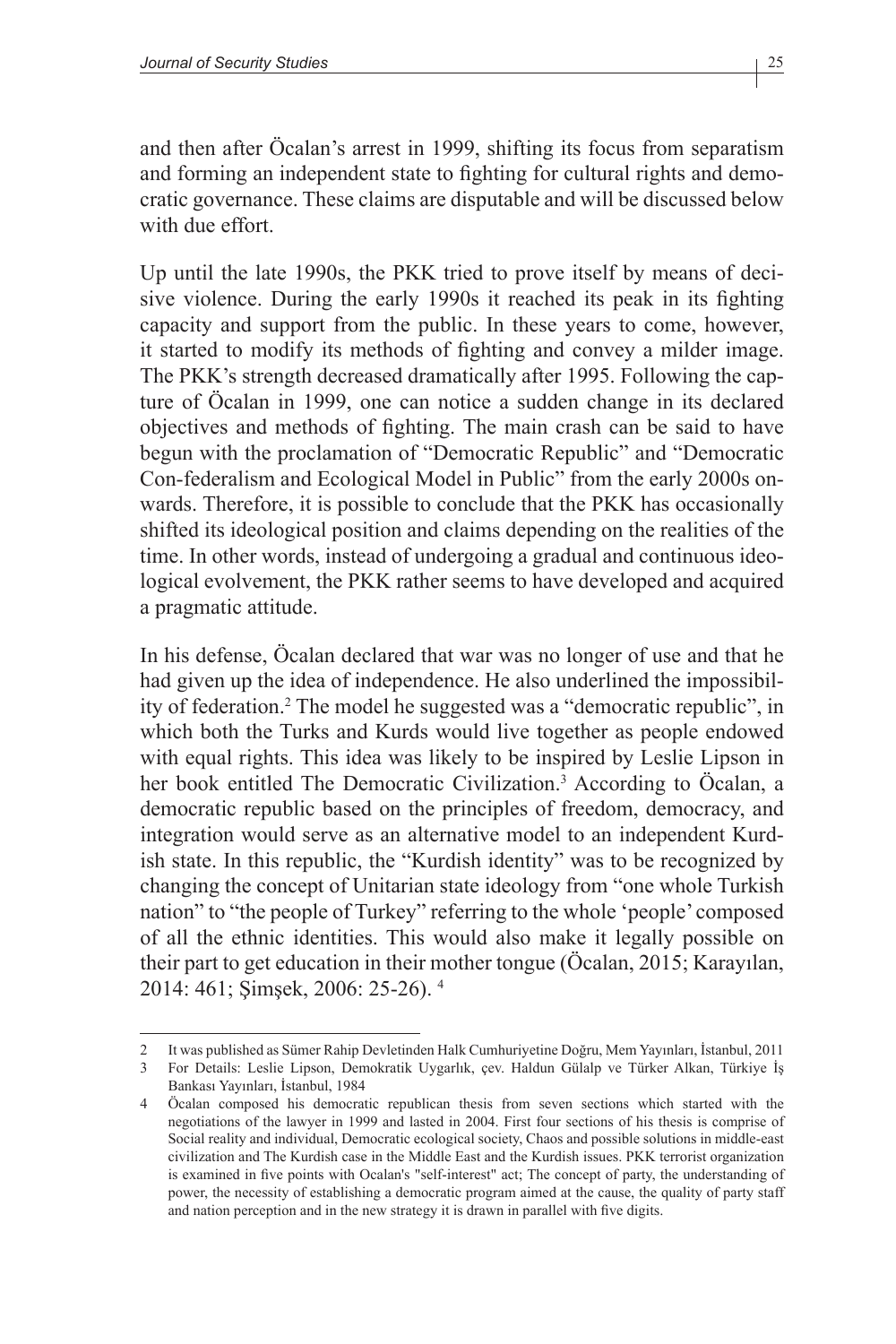and then after Öcalan's arrest in 1999, shifting its focus from separatism and forming an independent state to fighting for cultural rights and democratic governance. These claims are disputable and will be discussed below with due effort.

Up until the late 1990s, the PKK tried to prove itself by means of decisive violence. During the early 1990s it reached its peak in its fighting capacity and support from the public. In these years to come, however, it started to modify its methods of fighting and convey a milder image. The PKK's strength decreased dramatically after 1995. Following the capture of Öcalan in 1999, one can notice a sudden change in its declared objectives and methods of fighting. The main crash can be said to have begun with the proclamation of "Democratic Republic" and "Democratic Con-federalism and Ecological Model in Public" from the early 2000s onwards. Therefore, it is possible to conclude that the PKK has occasionally shifted its ideological position and claims depending on the realities of the time. In other words, instead of undergoing a gradual and continuous ideological evolvement, the PKK rather seems to have developed and acquired a pragmatic attitude.

In his defense, Öcalan declared that war was no longer of use and that he had given up the idea of independence. He also underlined the impossibility of federation.[2] The model he suggested was a "democratic republic", in which both the Turks and Kurds would live together as people endowed with equal rights. This idea was likely to be inspired by Leslie Lipson in her book entitled The Democratic Civilization.[3] According to Öcalan, a democratic republic based on the principles of freedom, democracy, and integration would serve as an alternative model to an independent Kurdish state. In this republic, the "Kurdish identity" was to be recognized by changing the concept of Unitarian state ideology from "one whole Turkish nation" to "the people of Turkey" referring to the whole 'people' composed of all the ethnic identities. This would also make it legally possible on their part to get education in their mother tongue (Öcalan, 2015; Karayılan, 2014: 461; Şimşek, 2006: 25-26). [4]

---

2 It was published as Sümer Rahip Devletinden Halk Cumhuriyetine Doğru, Mem Yayınları, İstanbul, 2011

3 For Details: Leslie Lipson, Demokratik Uygarlık, çev. Haldun Gülalp ve Türker Alkan, Türkiye İş Bankası Yayınları, İstanbul, 1984

4 Öcalan composed his democratic republican thesis from seven sections which started with the negotiations of the lawyer in 1999 and lasted in 2004. First four sections of his thesis is comprise of Social reality and individual, Democratic ecological society, Chaos and possible solutions in middle-east civilization and The Kurdish case in the Middle East and the Kurdish issues. PKK terrorist organization is examined in five points with Ocalan's "self-interest" act; The concept of party, the understanding of power, the necessity of establishing a democratic program aimed at the cause, the quality of party staff and nation perception and in the new strategy it is drawn in parallel with five digits.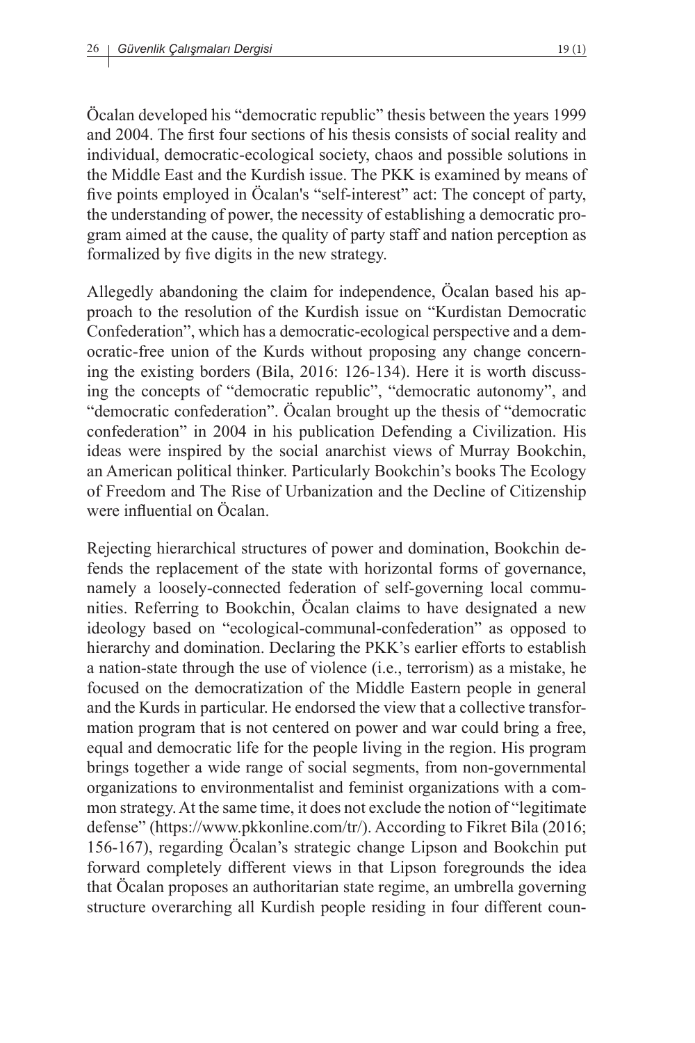Öcalan developed his "democratic republic" thesis between the years 1999 and 2004. The first four sections of his thesis consists of social reality and individual, democratic-ecological society, chaos and possible solutions in the Middle East and the Kurdish issue. The PKK is examined by means of five points employed in Öcalan's "self-interest" act: The concept of party, the understanding of power, the necessity of establishing a democratic program aimed at the cause, the quality of party staff and nation perception as formalized by five digits in the new strategy.

Allegedly abandoning the claim for independence, Öcalan based his approach to the resolution of the Kurdish issue on "Kurdistan Democratic Confederation", which has a democratic-ecological perspective and a democratic-free union of the Kurds without proposing any change concerning the existing borders (Bila, 2016: 126-134). Here it is worth discussing the concepts of "democratic republic", "democratic autonomy", and "democratic confederation". Öcalan brought up the thesis of "democratic confederation" in 2004 in his publication Defending a Civilization. His ideas were inspired by the social anarchist views of Murray Bookchin, an American political thinker. Particularly Bookchin's books The Ecology of Freedom and The Rise of Urbanization and the Decline of Citizenship were influential on Öcalan.

Rejecting hierarchical structures of power and domination, Bookchin defends the replacement of the state with horizontal forms of governance, namely a loosely-connected federation of self-governing local communities. Referring to Bookchin, Öcalan claims to have designated a new ideology based on "ecological-communal-confederation" as opposed to hierarchy and domination. Declaring the PKK's earlier efforts to establish a nation-state through the use of violence (i.e., terrorism) as a mistake, he focused on the democratization of the Middle Eastern people in general and the Kurds in particular. He endorsed the view that a collective transformation program that is not centered on power and war could bring a free, equal and democratic life for the people living in the region. His program brings together a wide range of social segments, from non-governmental organizations to environmentalist and feminist organizations with a common strategy. At the same time, it does not exclude the notion of "legitimate defense" (https://www.pkkonline.com/tr/). According to Fikret Bila (2016; 156-167), regarding Öcalan's strategic change Lipson and Bookchin put forward completely different views in that Lipson foregrounds the idea that Öcalan proposes an authoritarian state regime, an umbrella governing structure overarching all Kurdish people residing in four different coun-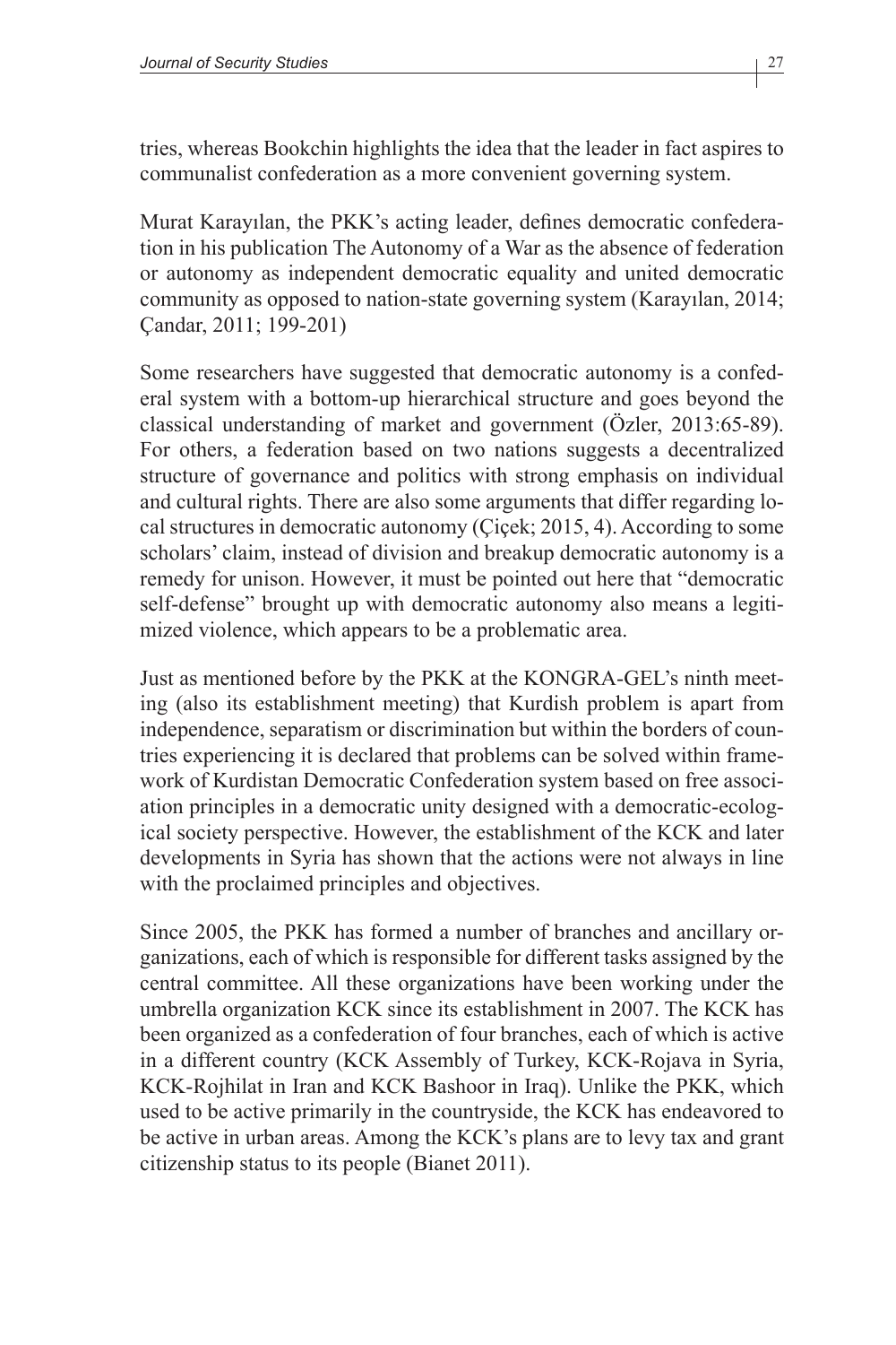tries, whereas Bookchin highlights the idea that the leader in fact aspires to communalist confederation as a more convenient governing system.

Murat Karayılan, the PKK's acting leader, defines democratic confederation in his publication The Autonomy of a War as the absence of federation or autonomy as independent democratic equality and united democratic community as opposed to nation-state governing system (Karayılan, 2014; Çandar, 2011; 199-201)

Some researchers have suggested that democratic autonomy is a confederal system with a bottom-up hierarchical structure and goes beyond the classical understanding of market and government (Özler, 2013:65-89). For others, a federation based on two nations suggests a decentralized structure of governance and politics with strong emphasis on individual and cultural rights. There are also some arguments that differ regarding local structures in democratic autonomy (Çiçek; 2015, 4). According to some scholars' claim, instead of division and breakup democratic autonomy is a remedy for unison. However, it must be pointed out here that "democratic self-defense" brought up with democratic autonomy also means a legitimized violence, which appears to be a problematic area.

Just as mentioned before by the PKK at the KONGRA-GEL's ninth meeting (also its establishment meeting) that Kurdish problem is apart from independence, separatism or discrimination but within the borders of countries experiencing it is declared that problems can be solved within framework of Kurdistan Democratic Confederation system based on free association principles in a democratic unity designed with a democratic-ecological society perspective. However, the establishment of the KCK and later developments in Syria has shown that the actions were not always in line with the proclaimed principles and objectives.

Since 2005, the PKK has formed a number of branches and ancillary organizations, each of which is responsible for different tasks assigned by the central committee. All these organizations have been working under the umbrella organization KCK since its establishment in 2007. The KCK has been organized as a confederation of four branches, each of which is active in a different country (KCK Assembly of Turkey, KCK-Rojava in Syria, KCK-Rojhilat in Iran and KCK Bashoor in Iraq). Unlike the PKK, which used to be active primarily in the countryside, the KCK has endeavored to be active in urban areas. Among the KCK's plans are to levy tax and grant citizenship status to its people (Bianet 2011).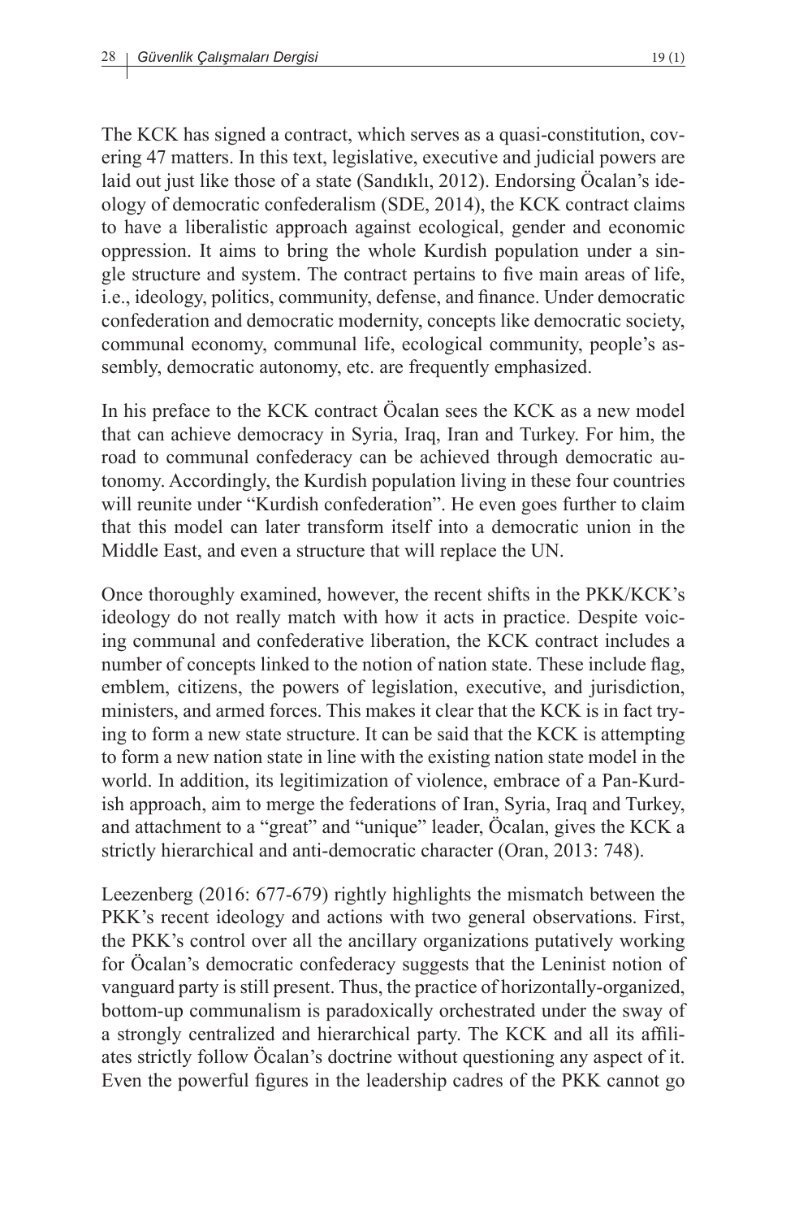The KCK has signed a contract, which serves as a quasi-constitution, covering 47 matters. In this text, legislative, executive and judicial powers are laid out just like those of a state (Sandıklı, 2012). Endorsing Öcalan's ideology of democratic confederalism (SDE, 2014), the KCK contract claims to have a liberalistic approach against ecological, gender and economic oppression. It aims to bring the whole Kurdish population under a single structure and system. The contract pertains to five main areas of life, i.e., ideology, politics, community, defense, and finance. Under democratic confederation and democratic modernity, concepts like democratic society, communal economy, communal life, ecological community, people's assembly, democratic autonomy, etc. are frequently emphasized.

In his preface to the KCK contract Öcalan sees the KCK as a new model that can achieve democracy in Syria, Iraq, Iran and Turkey. For him, the road to communal confederacy can be achieved through democratic autonomy. Accordingly, the Kurdish population living in these four countries will reunite under "Kurdish confederation". He even goes further to claim that this model can later transform itself into a democratic union in the Middle East, and even a structure that will replace the UN.

Once thoroughly examined, however, the recent shifts in the PKK/KCK's ideology do not really match with how it acts in practice. Despite voicing communal and confederative liberation, the KCK contract includes a number of concepts linked to the notion of nation state. These include flag, emblem, citizens, the powers of legislation, executive, and jurisdiction, ministers, and armed forces. This makes it clear that the KCK is in fact trying to form a new state structure. It can be said that the KCK is attempting to form a new nation state in line with the existing nation state model in the world. In addition, its legitimization of violence, embrace of a Pan-Kurdish approach, aim to merge the federations of Iran, Syria, Iraq and Turkey, and attachment to a "great" and "unique" leader, Öcalan, gives the KCK a strictly hierarchical and anti-democratic character (Oran, 2013: 748).

Leezenberg (2016: 677-679) rightly highlights the mismatch between the PKK's recent ideology and actions with two general observations. First, the PKK's control over all the ancillary organizations putatively working for Öcalan's democratic confederacy suggests that the Leninist notion of vanguard party is still present. Thus, the practice of horizontally-organized, bottom-up communalism is paradoxically orchestrated under the sway of a strongly centralized and hierarchical party. The KCK and all its affiliates strictly follow Öcalan's doctrine without questioning any aspect of it. Even the powerful figures in the leadership cadres of the PKK cannot go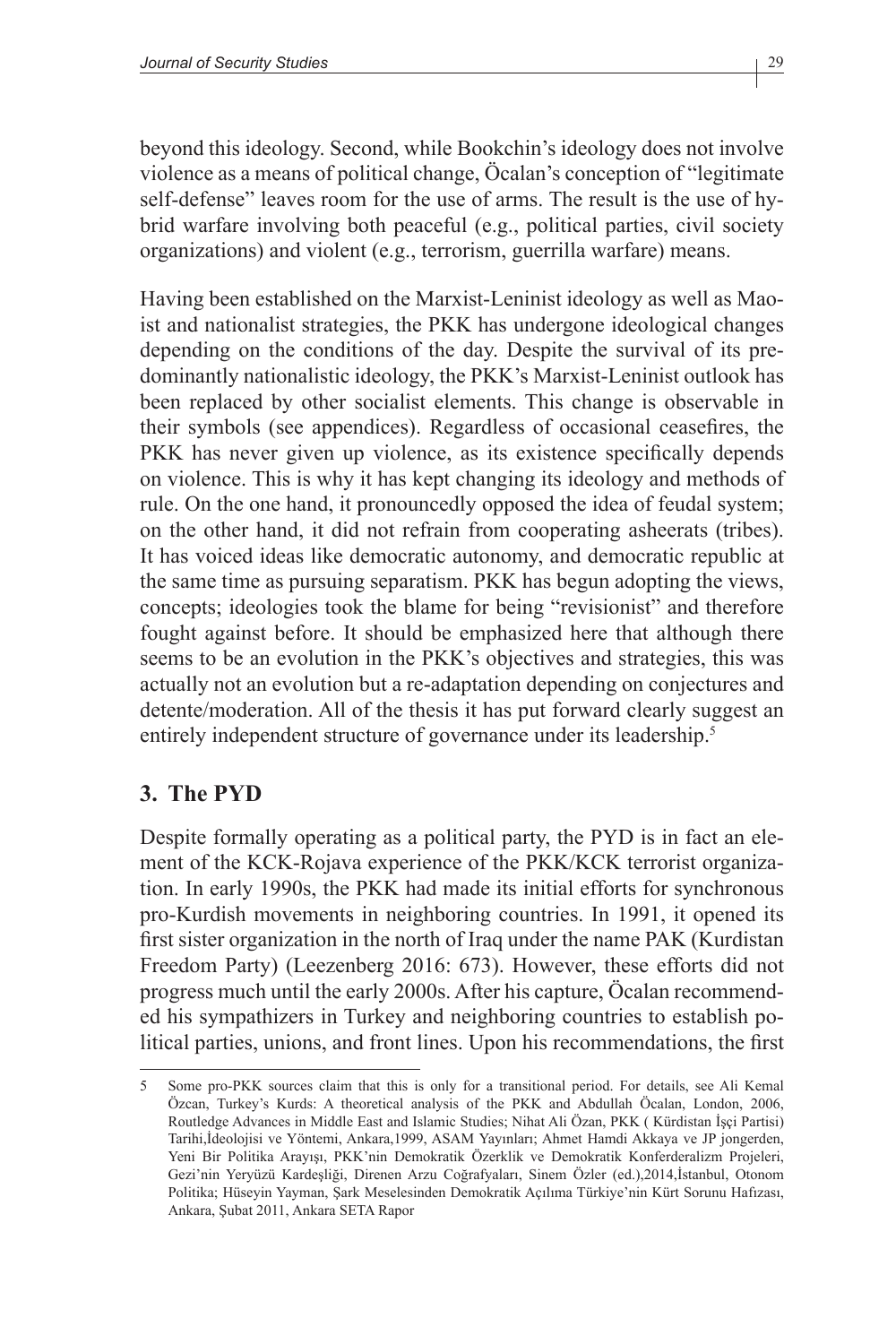beyond this ideology. Second, while Bookchin's ideology does not involve violence as a means of political change, Öcalan's conception of "legitimate self-defense" leaves room for the use of arms. The result is the use of hybrid warfare involving both peaceful (e.g., political parties, civil society organizations) and violent (e.g., terrorism, guerrilla warfare) means.

Having been established on the Marxist-Leninist ideology as well as Maoist and nationalist strategies, the PKK has undergone ideological changes depending on the conditions of the day. Despite the survival of its predominantly nationalistic ideology, the PKK's Marxist-Leninist outlook has been replaced by other socialist elements. This change is observable in their symbols (see appendices). Regardless of occasional ceasefires, the PKK has never given up violence, as its existence specifically depends on violence. This is why it has kept changing its ideology and methods of rule. On the one hand, it pronouncedly opposed the idea of feudal system; on the other hand, it did not refrain from cooperating asheerats (tribes). It has voiced ideas like democratic autonomy, and democratic republic at the same time as pursuing separatism. PKK has begun adopting the views, concepts; ideologies took the blame for being "revisionist" and therefore fought against before. It should be emphasized here that although there seems to be an evolution in the PKK's objectives and strategies, this was actually not an evolution but a re-adaptation depending on conjectures and detente/moderation. All of the thesis it has put forward clearly suggest an entirely independent structure of governance under its leadership.[5]

## 3. The PYD

Despite formally operating as a political party, the PYD is in fact an element of the KCK-Rojava experience of the PKK/KCK terrorist organization. In early 1990s, the PKK had made its initial efforts for synchronous pro-Kurdish movements in neighboring countries. In 1991, it opened its first sister organization in the north of Iraq under the name PAK (Kurdistan Freedom Party) (Leezenberg 2016: 673). However, these efforts did not progress much until the early 2000s. After his capture, Öcalan recommended his sympathizers in Turkey and neighboring countries to establish political parties, unions, and front lines. Upon his recommendations, the first

---

5 Some pro-PKK sources claim that this is only for a transitional period. For details, see Ali Kemal Özcan, Turkey's Kurds: A theoretical analysis of the PKK and Abdullah Öcalan, London, 2006, Routledge Advances in Middle East and Islamic Studies; Nihat Ali Özan, PKK ( Kürdistan İşçi Partisi) Tarihi,İdeolojisi ve Yöntemi, Ankara,1999, ASAM Yayınları; Ahmet Hamdi Akkaya ve JP jongerden, Yeni Bir Politika Arayışı, PKK'nin Demokratik Özerklik ve Demokratik Konferderalizm Projeleri, Gezi'nin Yeryüzü Kardeşliği, Direnen Arzu Coğrafyaları, Sinem Özler (ed.),2014,İstanbul, Otonom Politika; Hüseyin Yayman, Şark Meselesinden Demokratik Açılıma Türkiye'nin Kürt Sorunu Hafızası, Ankara, Şubat 2011, Ankara SETA Rapor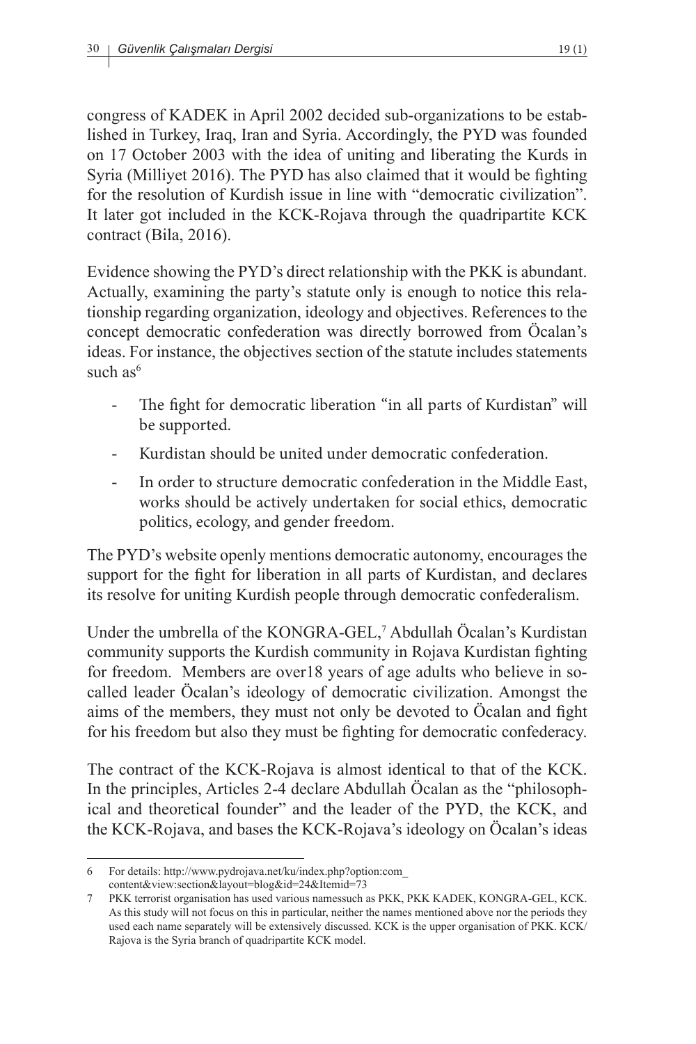congress of KADEK in April 2002 decided sub-organizations to be established in Turkey, Iraq, Iran and Syria. Accordingly, the PYD was founded on 17 October 2003 with the idea of uniting and liberating the Kurds in Syria (Milliyet 2016). The PYD has also claimed that it would be fighting for the resolution of Kurdish issue in line with "democratic civilization". It later got included in the KCK-Rojava through the quadripartite KCK contract (Bila, 2016).

Evidence showing the PYD's direct relationship with the PKK is abundant. Actually, examining the party's statute only is enough to notice this relationship regarding organization, ideology and objectives. References to the concept democratic confederation was directly borrowed from Öcalan's ideas. For instance, the objectives section of the statute includes statements such as[6]

- The fight for democratic liberation "in all parts of Kurdistan" will be supported.
- Kurdistan should be united under democratic confederation.
- In order to structure democratic confederation in the Middle East, works should be actively undertaken for social ethics, democratic politics, ecology, and gender freedom.

The PYD's website openly mentions democratic autonomy, encourages the support for the fight for liberation in all parts of Kurdistan, and declares its resolve for uniting Kurdish people through democratic confederalism.

Under the umbrella of the KONGRA-GEL,[7] Abdullah Öcalan's Kurdistan community supports the Kurdish community in Rojava Kurdistan fighting for freedom. Members are over18 years of age adults who believe in so-called leader Öcalan's ideology of democratic civilization. Amongst the aims of the members, they must not only be devoted to Öcalan and fight for his freedom but also they must be fighting for democratic confedecracy.

The contract of the KCK-Rojava is almost identical to that of the KCK. In the principles, Articles 2-4 declare Abdullah Öcalan as the "philosophical and theoretical founder" and the leader of the PYD, the KCK, and the KCK-Rojava, and bases the KCK-Rojava's ideology on Öcalan's ideas

---

6 For details: http://www.pydrojava.net/ku/index.php?option:com_content&view:section&layout=blog&id=24&Itemid=73

7 PKK terrorist organisation has used various namessuch as PKK, PKK KADEK, KONGRA-GEL, KCK. As this study will not focus on this in particular, neither the names mentioned above nor the periods they used each name separately will be extensively discussed. KCK is the upper organisation of PKK. KCK/Rajova is the Syria branch of quadripartite KCK model.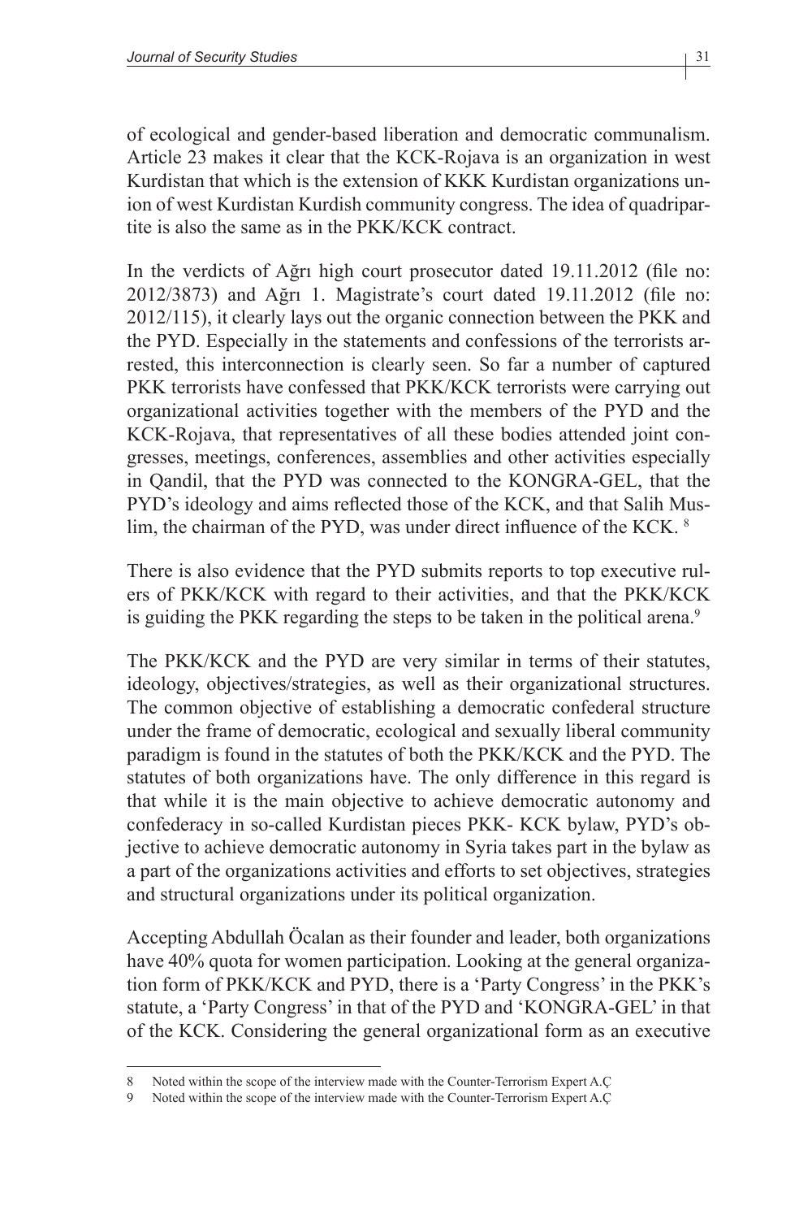of ecological and gender-based liberation and democratic communalism. Article 23 makes it clear that the KCK-Rojava is an organization in west Kurdistan that which is the extension of KKK Kurdistan organizations union of west Kurdistan Kurdish community congress. The idea of quadripartite is also the same as in the PKK/KCK contract.

In the verdicts of Ağrı high court prosecutor dated 19.11.2012 (file no: 2012/3873) and Ağrı 1. Magistrate's court dated 19.11.2012 (file no: 2012/115), it clearly lays out the organic connection between the PKK and the PYD. Especially in the statements and confessions of the terrorists arrested, this interconnection is clearly seen. So far a number of captured PKK terrorists have confessed that PKK/KCK terrorists were carrying out organizational activities together with the members of the PYD and the KCK-Rojava, that representatives of all these bodies attended joint congresses, meetings, conferences, assemblies and other activities especially in Qandil, that the PYD was connected to the KONGRA-GEL, that the PYD's ideology and aims reflected those of the KCK, and that Salih Muslim, the chairman of the PYD, was under direct influence of the KCK. [8]

There is also evidence that the PYD submits reports to top executive rulers of PKK/KCK with regard to their activities, and that the PKK/KCK is guiding the PKK regarding the steps to be taken in the political arena.[9]

The PKK/KCK and the PYD are very similar in terms of their statutes, ideology, objectives/strategies, as well as their organizational structures. The common objective of establishing a democratic confederal structure under the frame of democratic, ecological and sexually liberal community paradigm is found in the statutes of both the PKK/KCK and the PYD. The statutes of both organizations have. The only difference in this regard is that while it is the main objective to achieve democratic autonomy and confederacy in so-called Kurdistan pieces PKK- KCK bylaw, PYD's objective to achieve democratic autonomy in Syria takes part in the bylaw as a part of the organizations activities and efforts to set objectives, strategies and structural organizations under its political organization.

Accepting Abdullah Öcalan as their founder and leader, both organizations have 40% quota for women participation. Looking at the general organization form of PKK/KCK and PYD, there is a 'Party Congress' in the PKK's statute, a 'Party Congress' in that of the PYD and 'KONGRA-GEL' in that of the KCK. Considering the general organizational form as an executive

---

8 Noted within the scope of the interview made with the Counter-Terrorism Expert A.Ç

9 Noted within the scope of the interview made with the Counter-Terrorism Expert A.Ç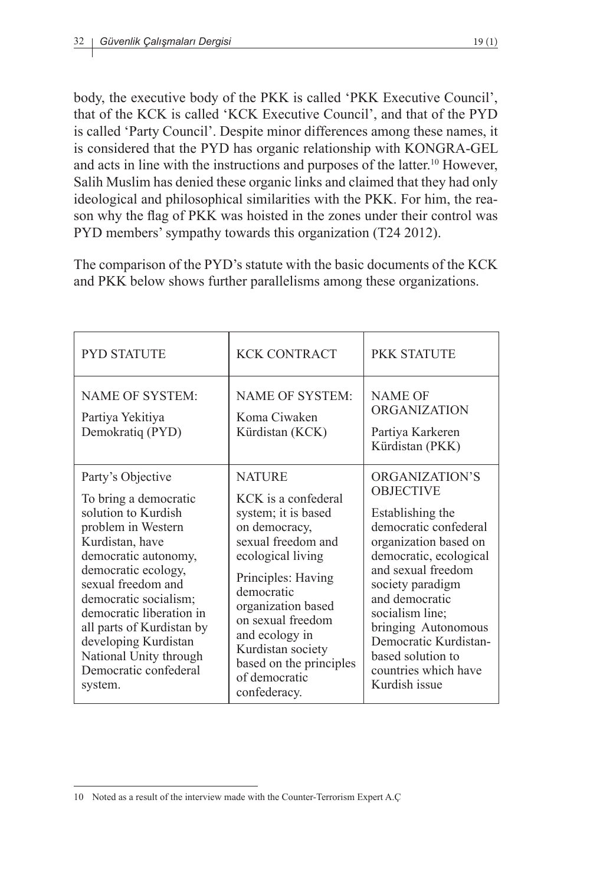body, the executive body of the PKK is called 'PKK Executive Council', that of the KCK is called 'KCK Executive Council', and that of the PYD is called 'Party Council'. Despite minor differences among these names, it is considered that the PYD has organic relationship with KONGRA-GEL and acts in line with the instructions and purposes of the latter.[10] However, Salih Muslim has denied these organic links and claimed that they had only ideological and philosophical similarities with the PKK. For him, the reason why the flag of PKK was hoisted in the zones under their control was PYD members' sympathy towards this organization (T24 2012).

The comparison of the PYD's statute with the basic documents of the KCK and PKK below shows further parallelisms among these organizations.

| PYD STATUTE | KCK CONTRACT | PKK STATUTE |
|---|---|---|
| NAME OF SYSTEM: Partiya Yekitiya Demokratiq (PYD) | NAME OF SYSTEM: Koma Ciwaken Kürdistan (KCK) | NAME OF ORGANIZATION Partiya Karkeren Kürdistan (PKK) |
| Party's Objective To bring a democratic solution to Kurdish problem in Western Kurdistan, have democratic autonomy, democratic ecology, sexual freedom and democratic socialism; democratic liberation in all parts of Kurdistan by developing Kurdistan National Unity through Democratic confederal system. | NATURE KCK is a confederal system; it is based on democracy, sexual freedom and ecological living Principles: Having democratic organization based on sexual freedom and ecology in Kurdistan society based on the principles of democratic confederacy. | ORGANIZATION'S OBJECTIVE Establishing the democratic confederal organization based on democratic, ecological and sexual freedom society paradigm and democratic socialism line; bringing Autonomous Democratic Kurdistan-based solution to countries which have Kurdish issue |

10 Noted as a result of the interview made with the Counter-Terrorism Expert A.Ç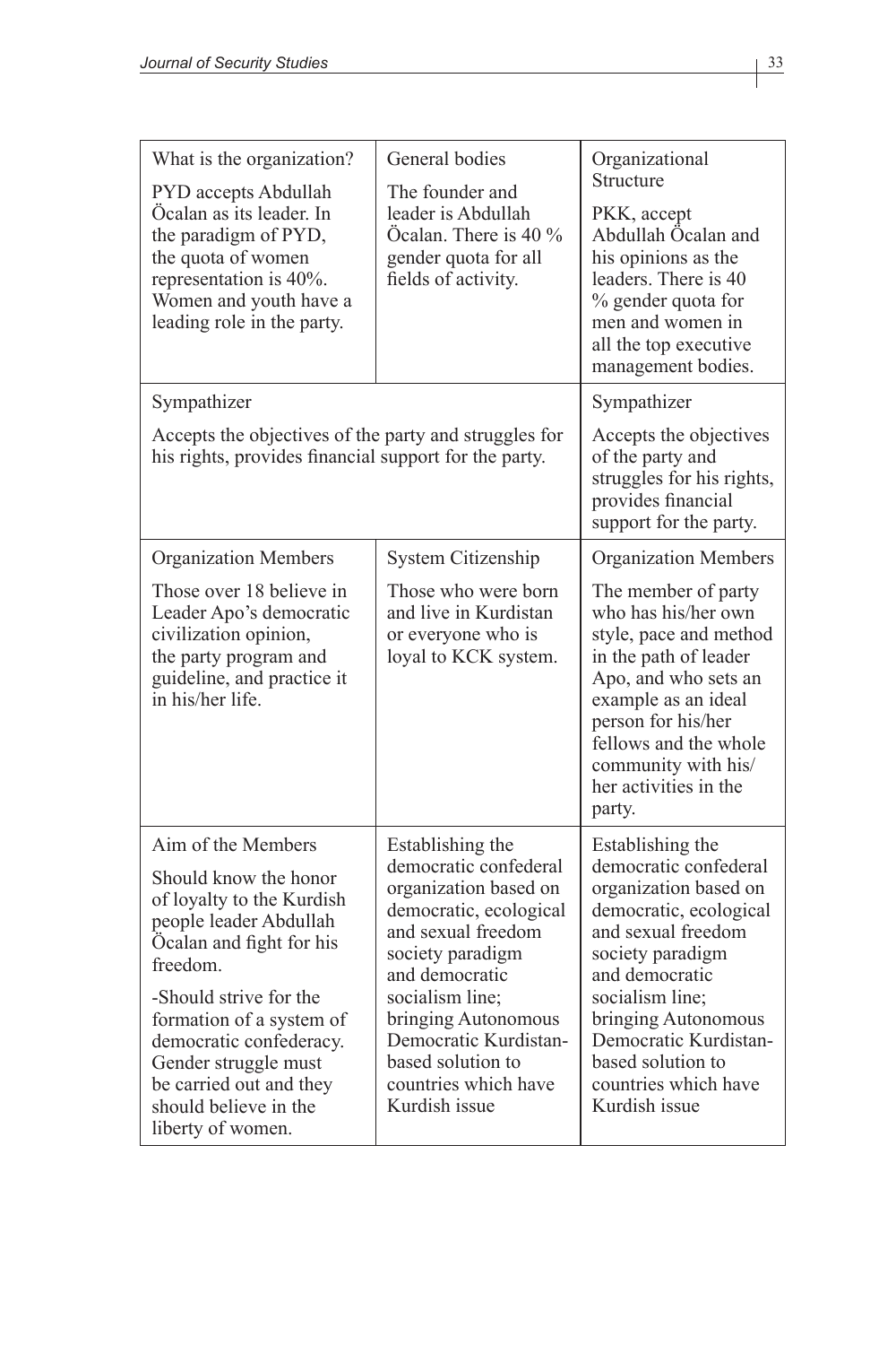| What is the organization? PYD accepts Abdullah Öcalan as its leader. In the paradigm of PYD, the quota of women representation is 40%. Women and youth have a leading role in the party. | General bodies The founder and leader is Abdullah Öcalan. There is 40 % gender quota for all fields of activity. | Organizational Structure PKK, accept Abdullah Öcalan and his opinions as the leaders. There is 40 % gender quota for men and women in all the top executive management bodies. |
|---|---|---|
| Sympathizer Accepts the objectives of the party and struggles for his rights, provides financial support for the party. | | Sympathizer Accepts the objectives of the party and struggles for his rights, provides financial support for the party. |
| Organization Members Those over 18 believe in Leader Apo's democratic civilization opinion, the party program and guideline, and practice it in his/her life. | System Citizenship Those who were born and live in Kurdistan or everyone who is loyal to KCK system. | Organization Members The member of party who has his/her own style, pace and method in the path of leader Apo, and who sets an example as an ideal person for his/her fellows and the whole community with his/her activities in the party. |
| Aim of the Members Should know the honor of loyalty to the Kurdish people leader Abdullah Öcalan and fight for his freedom. -Should strive for the formation of a system of democratic confederacy. Gender struggle must be carried out and they should believe in the liberty of women. | Establishing the democratic confederal organization based on democratic, ecological and sexual freedom society paradigm and democratic socialism line; bringing Autonomous Democratic Kurdistan-based solution to countries which have Kurdish issue | Establishing the democratic confederal organization based on democratic, ecological and sexual freedom society paradigm and democratic socialism line; bringing Autonomous Democratic Kurdistan-based solution to countries which have Kurdish issue |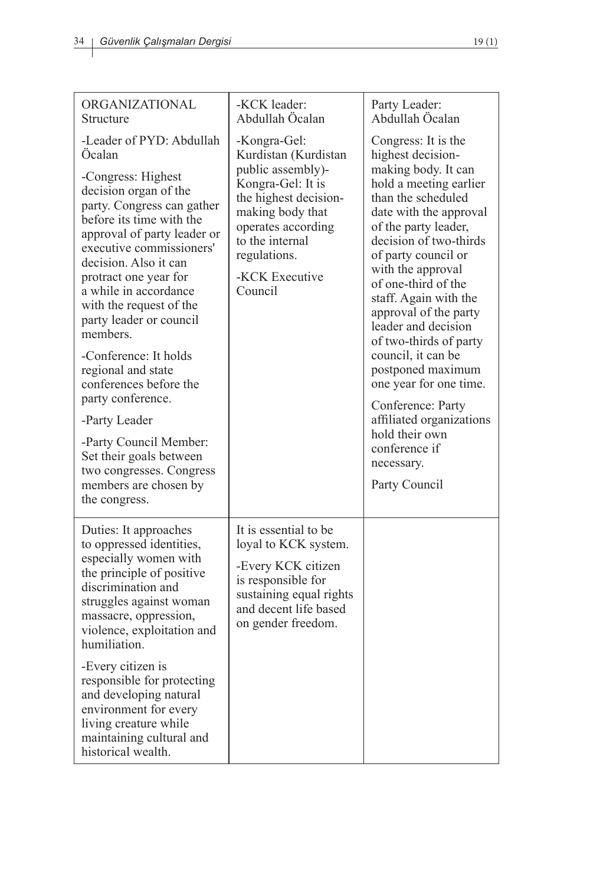| ORGANIZATIONAL Structure<br><br>-Leader of PYD: Abdullah Öcalan<br><br>-Congress: Highest decision organ of the party. Congress can gather before its time with the approval of party leader or executive commissioners' decision. Also it can protract one year for a while in accordance with the request of the party leader or council members.<br><br>-Conference: It holds regional and state conferences before the party conference.<br><br>-Party Leader<br><br>-Party Council Member: Set their goals between two congresses. Congress members are chosen by the congress. | -KCK leader: Abdullah Öcalan<br><br>-Kongra-Gel: Kurdistan (Kurdistan public assembly)-Kongra-Gel: It is the highest decision-making body that operates according to the internal regulations.<br><br>-KCK Executive Council | Party Leader: Abdullah Öcalan<br><br>Congress: It is the highest decision-making body. It can hold a meeting earlier than the scheduled date with the approval of the party leader, decision of two-thirds of party council or with the approval of one-third of the staff. Again with the approval of the party leader and decision of two-thirds of party council, it can be postponed maximum one year for one time.<br><br>Conference: Party affiliated organizations hold their own conference if necessary.<br><br>Party Council |
|---|---|---|
| Duties: It approaches to oppressed identities, especially women with the principle of positive discrimination and struggles against woman massacre, oppression, violence, exploitation and humiliation.<br><br>-Every citizen is responsible for protecting and developing natural environment for every living creature while maintaining cultural and historical wealth. | It is essential to be loyal to KCK system.<br><br>-Every KCK citizen is responsible for sustaining equal rights and decent life based on gender freedom. | |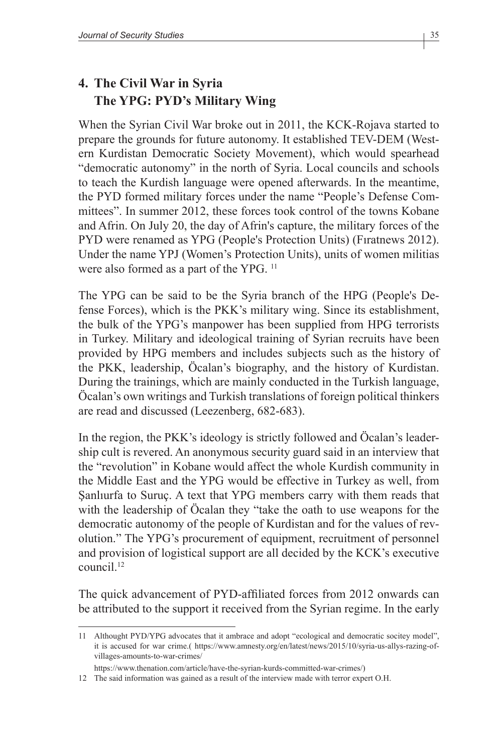## 4. The Civil War in Syria The YPG: PYD's Military Wing

When the Syrian Civil War broke out in 2011, the KCK-Rojava started to prepare the grounds for future autonomy. It established TEV-DEM (Western Kurdistan Democratic Society Movement), which would spearhead "democratic autonomy" in the north of Syria. Local councils and schools to teach the Kurdish language were opened afterwards. In the meantime, the PYD formed military forces under the name "People's Defense Committees". In summer 2012, these forces took control of the towns Kobane and Afrin. On July 20, the day of Afrin's capture, the military forces of the PYD were renamed as YPG (People's Protection Units) (Fıratnews 2012). Under the name YPJ (Women's Protection Units), units of women militias were also formed as a part of the YPG. [11]

The YPG can be said to be the Syria branch of the HPG (People's Defense Forces), which is the PKK's military wing. Since its establishment, the bulk of the YPG's manpower has been supplied from HPG terrorists in Turkey. Military and ideological training of Syrian recruits have been provided by HPG members and includes subjects such as the history of the PKK, leadership, Öcalan's biography, and the history of Kurdistan. During the trainings, which are mainly conducted in the Turkish language, Öcalan's own writings and Turkish translations of foreign political thinkers are read and discussed (Leezenberg, 682-683).

In the region, the PKK's ideology is strictly followed and Öcalan's leadership cult is revered. An anonymous security guard said in an interview that the "revolution" in Kobane would affect the whole Kurdish community in the Middle East and the YPG would be effective in Turkey as well, from Şanlıurfa to Suruç. A text that YPG members carry with them reads that with the leadership of Öcalan they "take the oath to use weapons for the democratic autonomy of the people of Kurdistan and for the values of revolution." The YPG's procurement of equipment, recruitment of personnel and provision of logistical support are all decided by the KCK's executive council.[12]

The quick advancement of PYD-affiliated forces from 2012 onwards can be attributed to the support it received from the Syrian regime. In the early

---

11 Althought PYD/YPG advocates that it ambrace and adopt "ecological and democratic socitey model", it is accused for war crime.( https://www.amnesty.org/en/latest/news/2015/10/syria-us-allys-razing-of-villages-amounts-to-war-crimes/ https://www.thenation.com/article/have-the-syrian-kurds-committed-war-crimes/)

12 The said information was gained as a result of the interview made with terror expert O.H.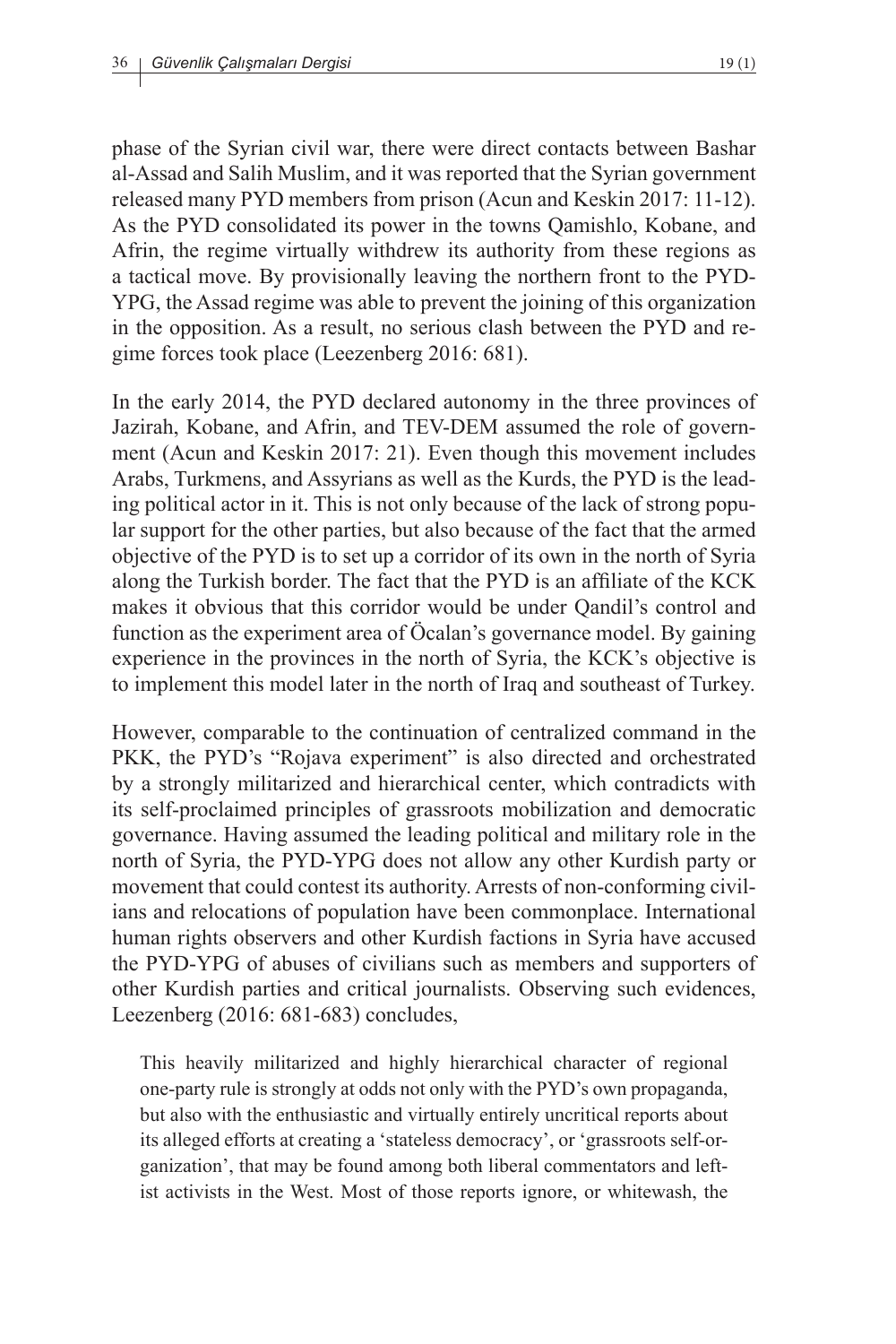phase of the Syrian civil war, there were direct contacts between Bashar al-Assad and Salih Muslim, and it was reported that the Syrian government released many PYD members from prison (Acun and Keskin 2017: 11-12). As the PYD consolidated its power in the towns Qamishlo, Kobane, and Afrin, the regime virtually withdrew its authority from these regions as a tactical move. By provisionally leaving the northern front to the PYD-YPG, the Assad regime was able to prevent the joining of this organization in the opposition. As a result, no serious clash between the PYD and regime forces took place (Leezenberg 2016: 681).

In the early 2014, the PYD declared autonomy in the three provinces of Jazirah, Kobane, and Afrin, and TEV-DEM assumed the role of government (Acun and Keskin 2017: 21). Even though this movement includes Arabs, Turkmens, and Assyrians as well as the Kurds, the PYD is the leading political actor in it. This is not only because of the lack of strong popular support for the other parties, but also because of the fact that the armed objective of the PYD is to set up a corridor of its own in the north of Syria along the Turkish border. The fact that the PYD is an affiliate of the KCK makes it obvious that this corridor would be under Qandil's control and function as the experiment area of Öcalan's governance model. By gaining experience in the provinces in the north of Syria, the KCK's objective is to implement this model later in the north of Iraq and southeast of Turkey.

However, comparable to the continuation of centralized command in the PKK, the PYD's "Rojava experiment" is also directed and orchestrated by a strongly militarized and hierarchical center, which contradicts with its self-proclaimed principles of grassroots mobilization and democratic governance. Having assumed the leading political and military role in the north of Syria, the PYD-YPG does not allow any other Kurdish party or movement that could contest its authority. Arrests of non-conforming civilians and relocations of population have been commonplace. International human rights observers and other Kurdish factions in Syria have accused the PYD-YPG of abuses of civilians such as members and supporters of other Kurdish parties and critical journalists. Observing such evidences, Leezenberg (2016: 681-683) concludes,

> This heavily militarized and highly hierarchical character of regional one-party rule is strongly at odds not only with the PYD's own propaganda, but also with the enthusiastic and virtually entirely uncritical reports about its alleged efforts at creating a 'stateless democracy', or 'grassroots self-organization', that may be found among both liberal commentators and leftist activists in the West. Most of those reports ignore, or whitewash, the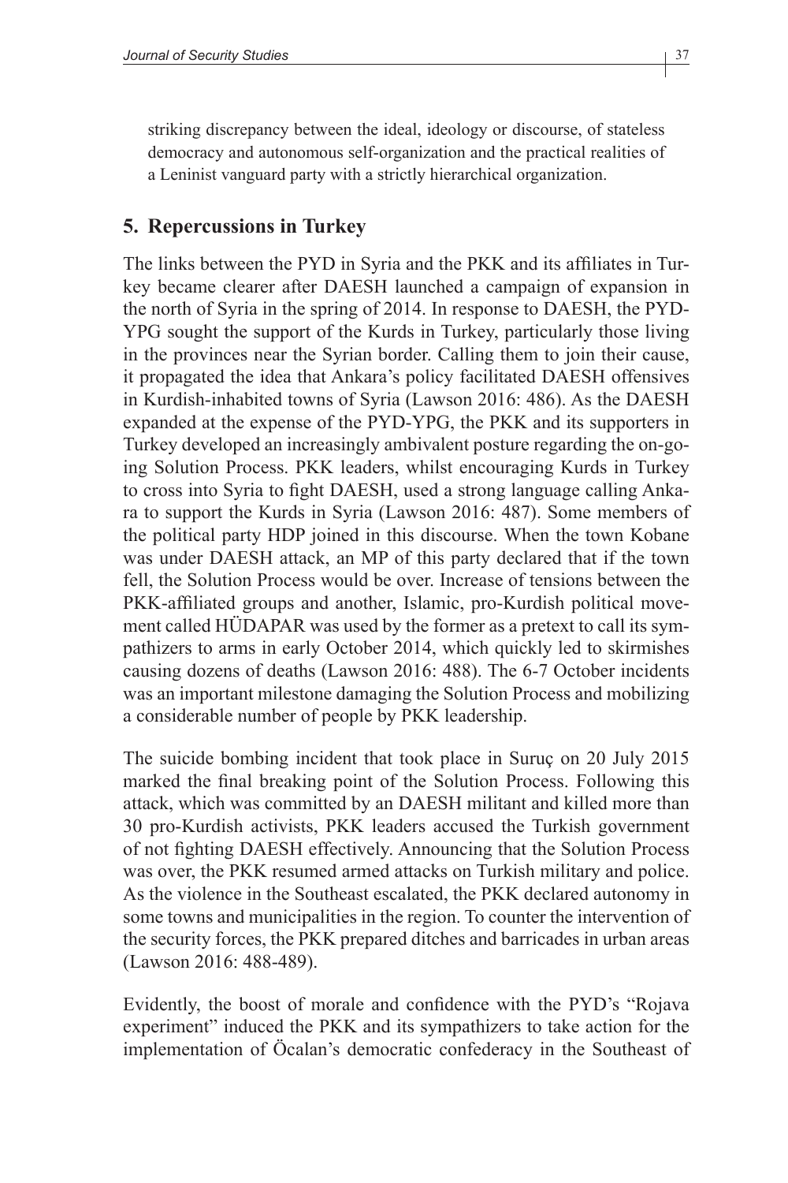striking discrepancy between the ideal, ideology or discourse, of stateless democracy and autonomous self-organization and the practical realities of a Leninist vanguard party with a strictly hierarchical organization.

## 5. Repercussions in Turkey

The links between the PYD in Syria and the PKK and its affiliates in Turkey became clearer after DAESH launched a campaign of expansion in the north of Syria in the spring of 2014. In response to DAESH, the PYD-YPG sought the support of the Kurds in Turkey, particularly those living in the provinces near the Syrian border. Calling them to join their cause, it propagated the idea that Ankara's policy facilitated DAESH offensives in Kurdish-inhabited towns of Syria (Lawson 2016: 486). As the DAESH expanded at the expense of the PYD-YPG, the PKK and its supporters in Turkey developed an increasingly ambivalent posture regarding the on-going Solution Process. PKK leaders, whilst encouraging Kurds in Turkey to cross into Syria to fight DAESH, used a strong language calling Ankara to support the Kurds in Syria (Lawson 2016: 487). Some members of the political party HDP joined in this discourse. When the town Kobane was under DAESH attack, an MP of this party declared that if the town fell, the Solution Process would be over. Increase of tensions between the PKK-affiliated groups and another, Islamic, pro-Kurdish political movement called HÜDAPAR was used by the former as a pretext to call its sympathizers to arms in early October 2014, which quickly led to skirmishes causing dozens of deaths (Lawson 2016: 488). The 6-7 October incidents was an important milestone damaging the Solution Process and mobilizing a considerable number of people by PKK leadership.

The suicide bombing incident that took place in Suruç on 20 July 2015 marked the final breaking point of the Solution Process. Following this attack, which was committed by an DAESH militant and killed more than 30 pro-Kurdish activists, PKK leaders accused the Turkish government of not fighting DAESH effectively. Announcing that the Solution Process was over, the PKK resumed armed attacks on Turkish military and police. As the violence in the Southeast escalated, the PKK declared autonomy in some towns and municipalities in the region. To counter the intervention of the security forces, the PKK prepared ditches and barricades in urban areas (Lawson 2016: 488-489).

Evidently, the boost of morale and confidence with the PYD's "Rojava experiment" induced the PKK and its sympathizers to take action for the implementation of Öcalan's democratic confederacy in the Southeast of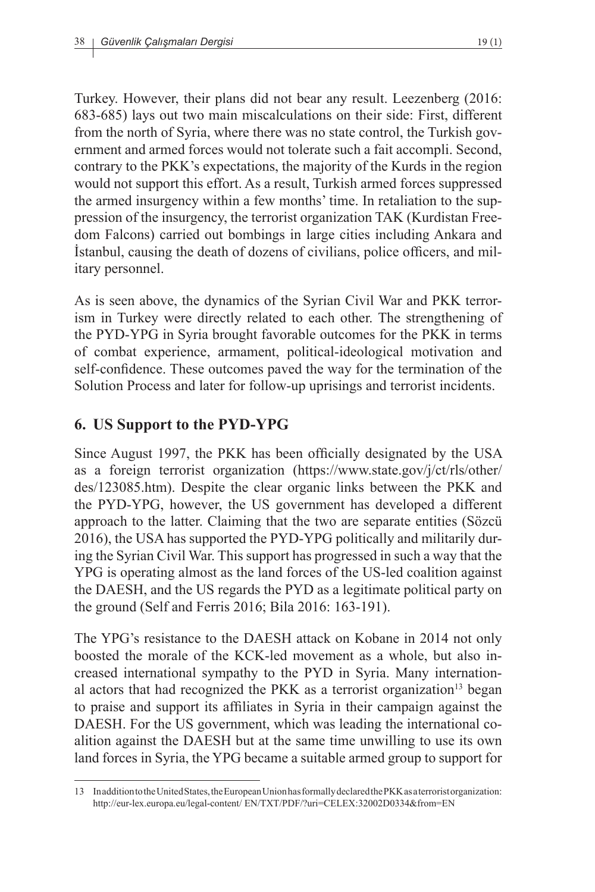Turkey. However, their plans did not bear any result. Leezenberg (2016: 683-685) lays out two main miscalculations on their side: First, different from the north of Syria, where there was no state control, the Turkish government and armed forces would not tolerate such a fait accompli. Second, contrary to the PKK's expectations, the majority of the Kurds in the region would not support this effort. As a result, Turkish armed forces suppressed the armed insurgency within a few months' time. In retaliation to the suppression of the insurgency, the terrorist organization TAK (Kurdistan Freedom Falcons) carried out bombings in large cities including Ankara and İstanbul, causing the death of dozens of civilians, police officers, and military personnel.

As is seen above, the dynamics of the Syrian Civil War and PKK terrorism in Turkey were directly related to each other. The strengthening of the PYD-YPG in Syria brought favorable outcomes for the PKK in terms of combat experience, armament, political-ideological motivation and self-confidence. These outcomes paved the way for the termination of the Solution Process and later for follow-up uprisings and terrorist incidents.

## 6. US Support to the PYD-YPG

Since August 1997, the PKK has been officially designated by the USA as a foreign terrorist organization (https://www.state.gov/j/ct/rls/other/des/123085.htm). Despite the clear organic links between the PKK and the PYD-YPG, however, the US government has developed a different approach to the latter. Claiming that the two are separate entities (Sözcü 2016), the USA has supported the PYD-YPG politically and militarily during the Syrian Civil War. This support has progressed in such a way that the YPG is operating almost as the land forces of the US-led coalition against the DAESH, and the US regards the PYD as a legitimate political party on the ground (Self and Ferris 2016; Bila 2016: 163-191).

The YPG's resistance to the DAESH attack on Kobane in 2014 not only boosted the morale of the KCK-led movement as a whole, but also increased international sympathy to the PYD in Syria. Many international actors that had recognized the PKK as a terrorist organization[13] began to praise and support its affiliates in Syria in their campaign against the DAESH. For the US government, which was leading the international coalition against the DAESH but at the same time unwilling to use its own land forces in Syria, the YPG became a suitable armed group to support for

---

13 In addition to the United States, the European Union has formally declared the PKK as a terrorist organization: http://eur-lex.europa.eu/legal-content/ EN/TXT/PDF/?uri=CELEX:32002D0334&from=EN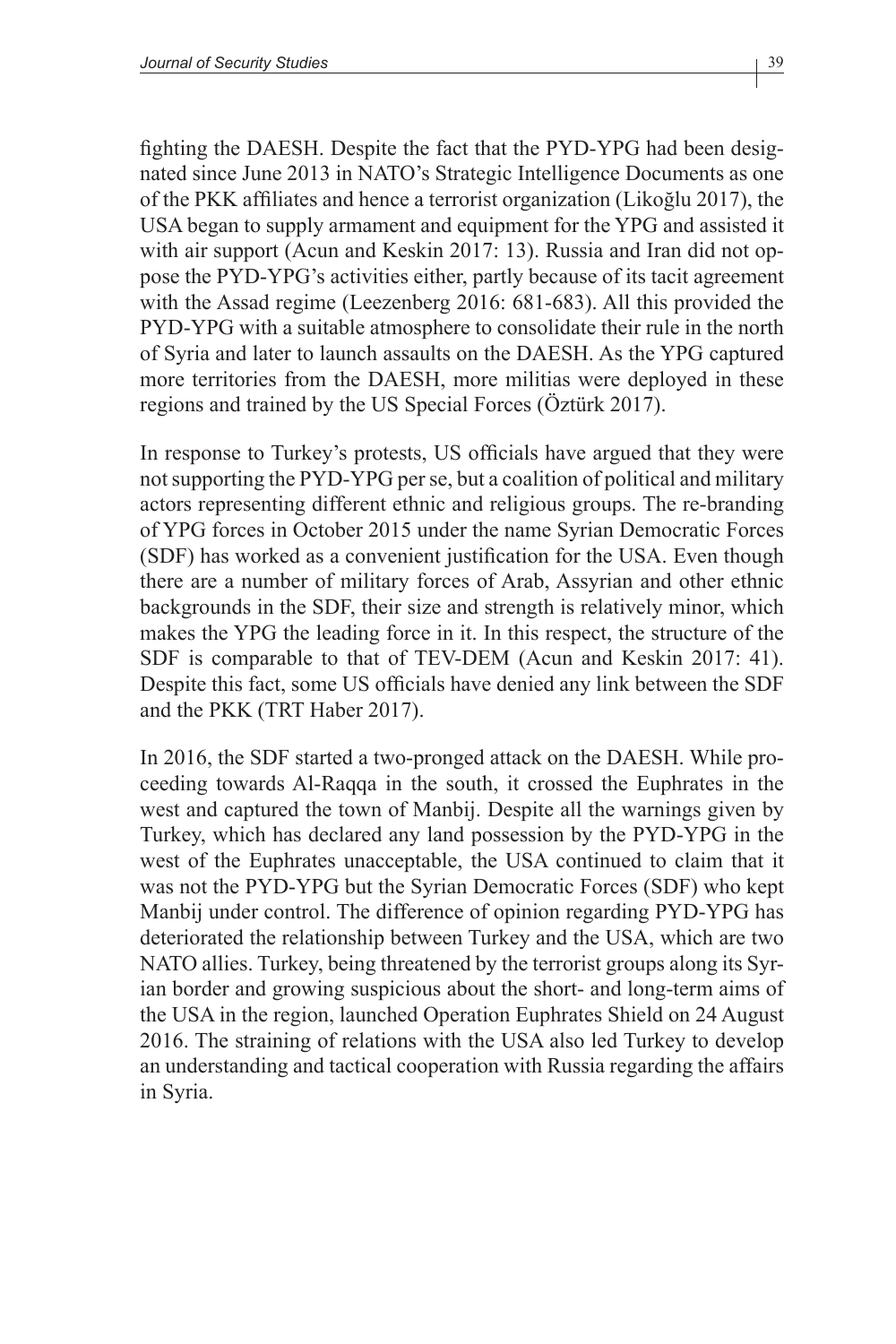fighting the DAESH. Despite the fact that the PYD-YPG had been designated since June 2013 in NATO's Strategic Intelligence Documents as one of the PKK affiliates and hence a terrorist organization (Likoğlu 2017), the USA began to supply armament and equipment for the YPG and assisted it with air support (Acun and Keskin 2017: 13). Russia and Iran did not oppose the PYD-YPG's activities either, partly because of its tacit agreement with the Assad regime (Leezenberg 2016: 681-683). All this provided the PYD-YPG with a suitable atmosphere to consolidate their rule in the north of Syria and later to launch assaults on the DAESH. As the YPG captured more territories from the DAESH, more militias were deployed in these regions and trained by the US Special Forces (Öztürk 2017).

In response to Turkey's protests, US officials have argued that they were not supporting the PYD-YPG per se, but a coalition of political and military actors representing different ethnic and religious groups. The re-branding of YPG forces in October 2015 under the name Syrian Democratic Forces (SDF) has worked as a convenient justification for the USA. Even though there are a number of military forces of Arab, Assyrian and other ethnic backgrounds in the SDF, their size and strength is relatively minor, which makes the YPG the leading force in it. In this respect, the structure of the SDF is comparable to that of TEV-DEM (Acun and Keskin 2017: 41). Despite this fact, some US officials have denied any link between the SDF and the PKK (TRT Haber 2017).

In 2016, the SDF started a two-pronged attack on the DAESH. While proceeding towards Al-Raqqa in the south, it crossed the Euphrates in the west and captured the town of Manbij. Despite all the warnings given by Turkey, which has declared any land possession by the PYD-YPG in the west of the Euphrates unacceptable, the USA continued to claim that it was not the PYD-YPG but the Syrian Democratic Forces (SDF) who kept Manbij under control. The difference of opinion regarding PYD-YPG has deteriorated the relationship between Turkey and the USA, which are two NATO allies. Turkey, being threatened by the terrorist groups along its Syrian border and growing suspicious about the short- and long-term aims of the USA in the region, launched Operation Euphrates Shield on 24 August 2016. The straining of relations with the USA also led Turkey to develop an understanding and tactical cooperation with Russia regarding the affairs in Syria.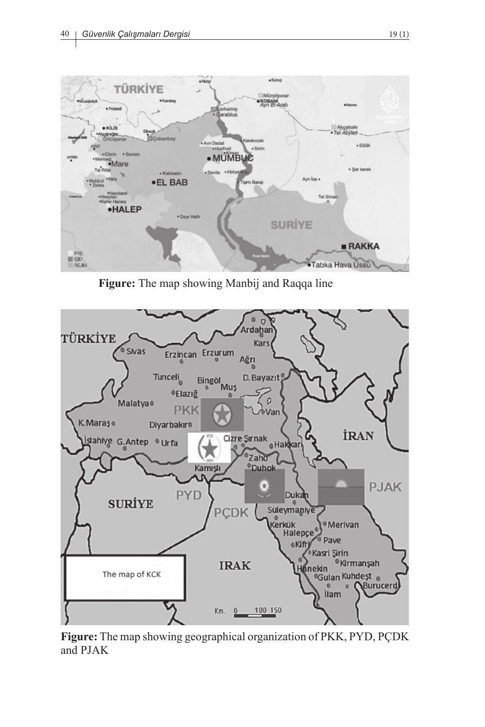**Figure:** The map showing Manbij and Raqqa line

**Figure:** The map showing geographical organization of PKK, PYD, PÇDK and PJAK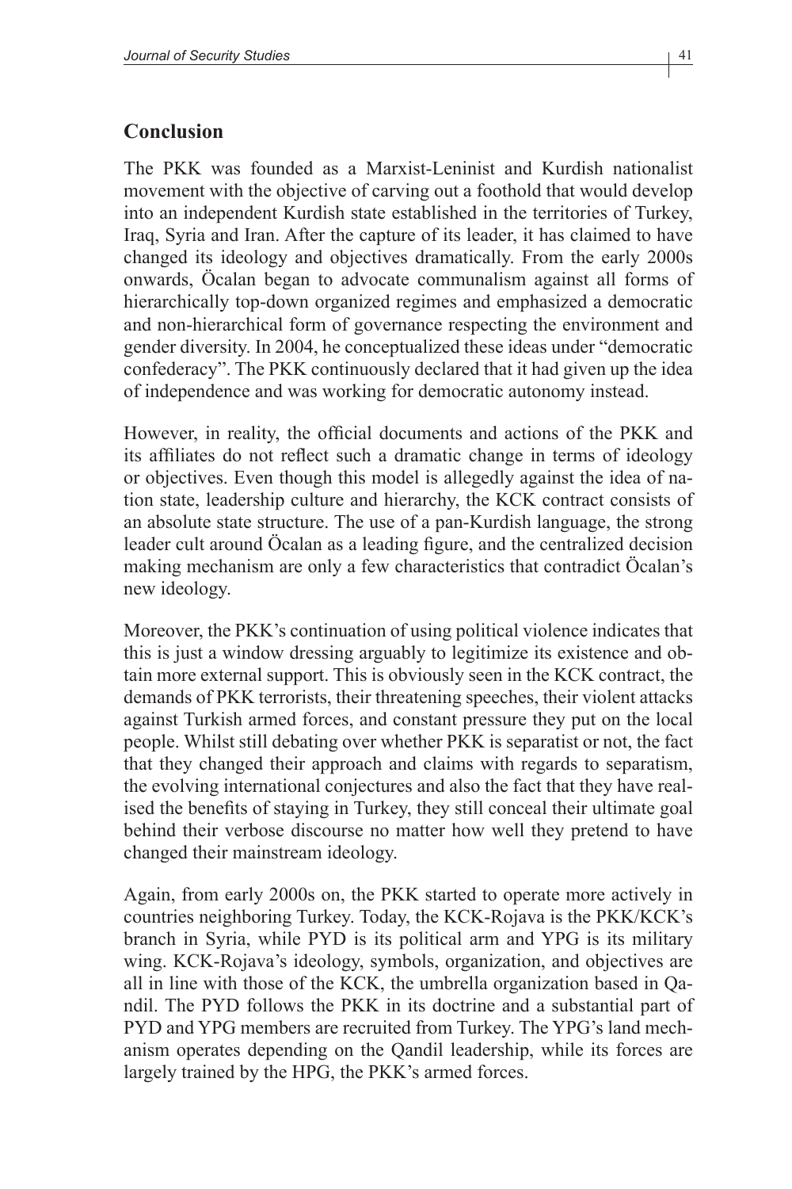## Conclusion

The PKK was founded as a Marxist-Leninist and Kurdish nationalist movement with the objective of carving out a foothold that would develop into an independent Kurdish state established in the territories of Turkey, Iraq, Syria and Iran. After the capture of its leader, it has claimed to have changed its ideology and objectives dramatically. From the early 2000s onwards, Öcalan began to advocate communalism against all forms of hierarchically top-down organized regimes and emphasized a democratic and non-hierarchical form of governance respecting the environment and gender diversity. In 2004, he conceptualized these ideas under "democratic confederacy". The PKK continuously declared that it had given up the idea of independence and was working for democratic autonomy instead.

However, in reality, the official documents and actions of the PKK and its affiliates do not reflect such a dramatic change in terms of ideology or objectives. Even though this model is allegedly against the idea of nation state, leadership culture and hierarchy, the KCK contract consists of an absolute state structure. The use of a pan-Kurdish language, the strong leader cult around Öcalan as a leading figure, and the centralized decision making mechanism are only a few characteristics that contradict Öcalan's new ideology.

Moreover, the PKK's continuation of using political violence indicates that this is just a window dressing arguably to legitimize its existence and obtain more external support. This is obviously seen in the KCK contract, the demands of PKK terrorists, their threatening speeches, their violent attacks against Turkish armed forces, and constant pressure they put on the local people. Whilst still debating over whether PKK is separatist or not, the fact that they changed their approach and claims with regards to separatism, the evolving international conjectures and also the fact that they have realised the benefits of staying in Turkey, they still conceal their ultimate goal behind their verbose discourse no matter how well they pretend to have changed their mainstream ideology.

Again, from early 2000s on, the PKK started to operate more actively in countries neighboring Turkey. Today, the KCK-Rojava is the PKK/KCK's branch in Syria, while PYD is its political arm and YPG is its military wing. KCK-Rojava's ideology, symbols, organization, and objectives are all in line with those of the KCK, the umbrella organization based in Qandil. The PYD follows the PKK in its doctrine and a substantial part of PYD and YPG members are recruited from Turkey. The YPG's land mechanism operates depending on the Qandil leadership, while its forces are largely trained by the HPG, the PKK's armed forces.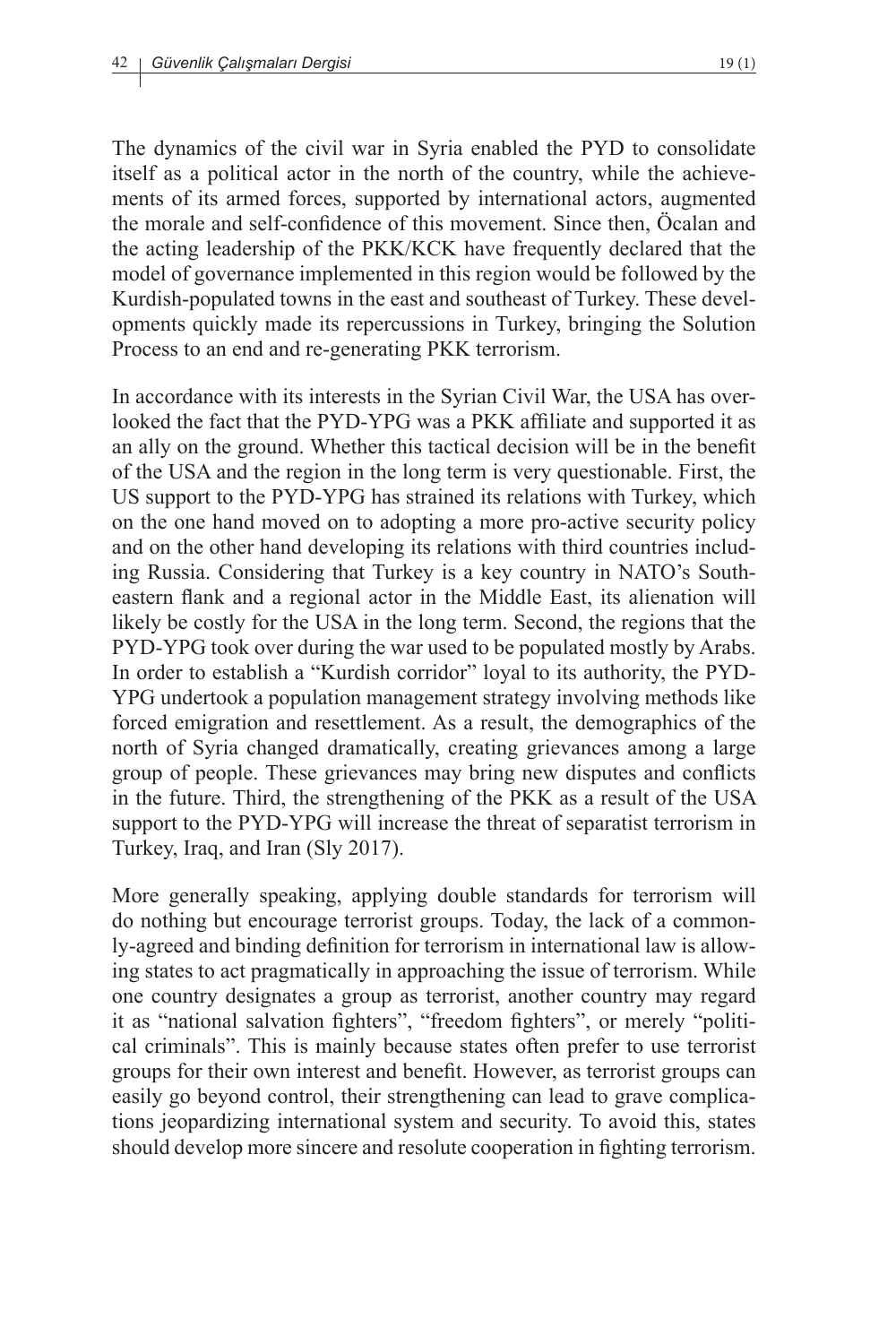The dynamics of the civil war in Syria enabled the PYD to consolidate itself as a political actor in the north of the country, while the achievements of its armed forces, supported by international actors, augmented the morale and self-confidence of this movement. Since then, Öcalan and the acting leadership of the PKK/KCK have frequently declared that the model of governance implemented in this region would be followed by the Kurdish-populated towns in the east and southeast of Turkey. These developments quickly made its repercussions in Turkey, bringing the Solution Process to an end and re-generating PKK terrorism.

In accordance with its interests in the Syrian Civil War, the USA has overlooked the fact that the PYD-YPG was a PKK affiliate and supported it as an ally on the ground. Whether this tactical decision will be in the benefit of the USA and the region in the long term is very questionable. First, the US support to the PYD-YPG has strained its relations with Turkey, which on the one hand moved on to adopting a more pro-active security policy and on the other hand developing its relations with third countries including Russia. Considering that Turkey is a key country in NATO's Southeastern flank and a regional actor in the Middle East, its alienation will likely be costly for the USA in the long term. Second, the regions that the PYD-YPG took over during the war used to be populated mostly by Arabs. In order to establish a "Kurdish corridor" loyal to its authority, the PYD-YPG undertook a population management strategy involving methods like forced emigration and resettlement. As a result, the demographics of the north of Syria changed dramatically, creating grievances among a large group of people. These grievances may bring new disputes and conflicts in the future. Third, the strengthening of the PKK as a result of the USA support to the PYD-YPG will increase the threat of separatist terrorism in Turkey, Iraq, and Iran (Sly 2017).

More generally speaking, applying double standards for terrorism will do nothing but encourage terrorist groups. Today, the lack of a commonly-agreed and binding definition for terrorism in international law is allowing states to act pragmatically in approaching the issue of terrorism. While one country designates a group as terrorist, another country may regard it as "national salvation fighters", "freedom fighters", or merely "political criminals". This is mainly because states often prefer to use terrorist groups for their own interest and benefit. However, as terrorist groups can easily go beyond control, their strengthening can lead to grave complications jeopardizing international system and security. To avoid this, states should develop more sincere and resolute cooperation in fighting terrorism.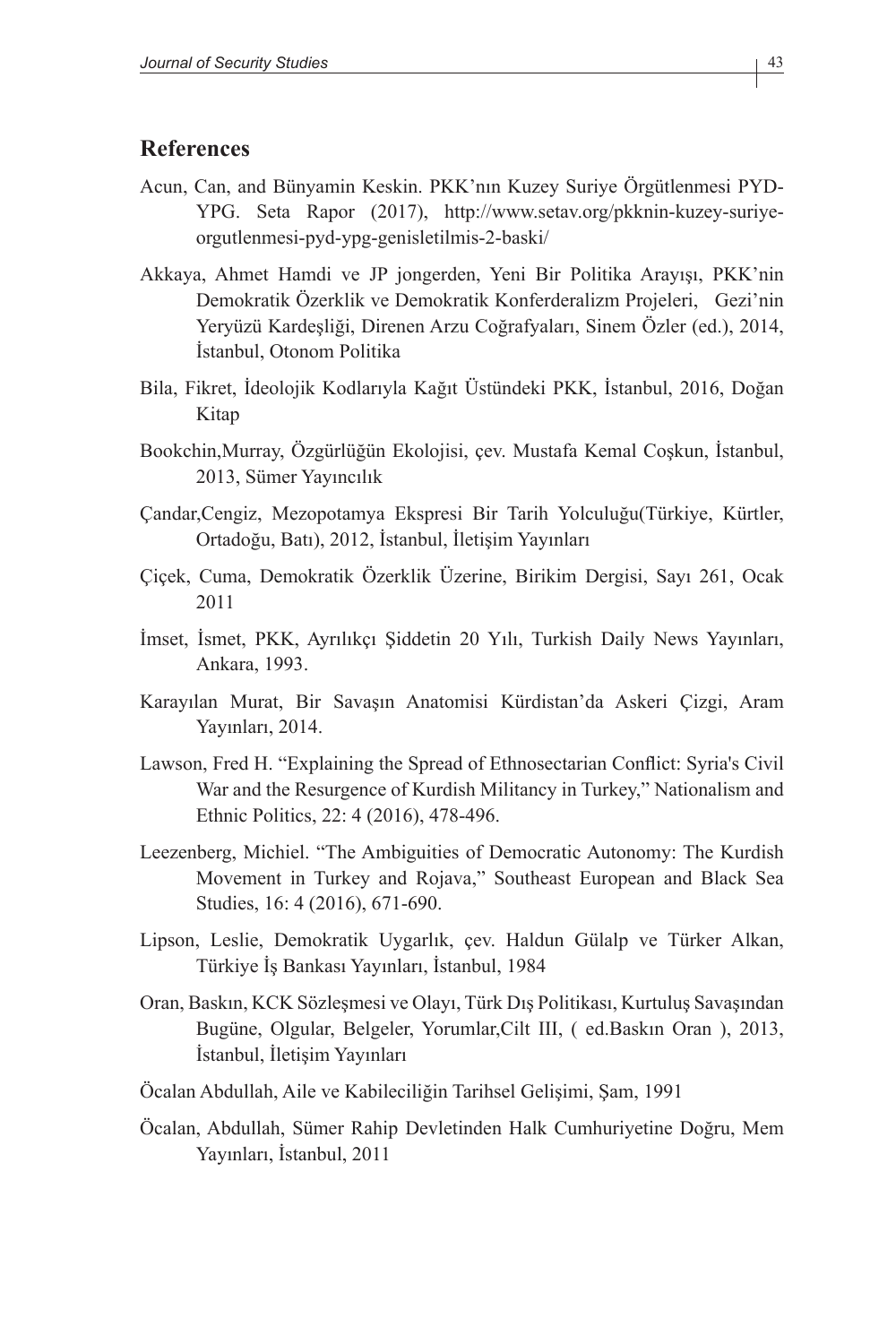## References

Acun, Can, and Bünyamin Keskin. PKK'nın Kuzey Suriye Örgütlenmesi PYD-YPG. Seta Rapor (2017), http://www.setav.org/pkknin-kuzey-suriye-orgutlenmesi-pyd-ypg-genisletilmis-2-baski/

Akkaya, Ahmet Hamdi ve JP jongerden, Yeni Bir Politika Arayışı, PKK'nin Demokratik Özerklik ve Demokratik Konferderalizm Projeleri, Gezi'nin Yeryüzü Kardeşliği, Direnen Arzu Coğrafyaları, Sinem Özler (ed.), 2014, İstanbul, Otonom Politika

Bila, Fikret, İdeolojik Kodlarıyla Kağıt Üstündeki PKK, İstanbul, 2016, Doğan Kitap

Bookchin,Murray, Özgürlüğün Ekolojisi, çev. Mustafa Kemal Coşkun, İstanbul, 2013, Sümer Yayıncılık

Çandar,Cengiz, Mezopotamya Ekspresi Bir Tarih Yolculuğu(Türkiye, Kürtler, Ortadoğu, Batı), 2012, İstanbul, İletişim Yayınları

Çiçek, Cuma, Demokratik Özerklik Üzerine, Birikim Dergisi, Sayı 261, Ocak 2011

İmset, İsmet, PKK, Ayrılıkçı Şiddetin 20 Yılı, Turkish Daily News Yayınları, Ankara, 1993.

Karayılan Murat, Bir Savaşın Anatomisi Kürdistan'da Askeri Çizgi, Aram Yayınları, 2014.

Lawson, Fred H. "Explaining the Spread of Ethnosectarian Conflict: Syria's Civil War and the Resurgence of Kurdish Militancy in Turkey," Nationalism and Ethnic Politics, 22: 4 (2016), 478-496.

Leezenberg, Michiel. "The Ambiguities of Democratic Autonomy: The Kurdish Movement in Turkey and Rojava," Southeast European and Black Sea Studies, 16: 4 (2016), 671-690.

Lipson, Leslie, Demokratik Uygarlık, çev. Haldun Gülalp ve Türker Alkan, Türkiye İş Bankası Yayınları, İstanbul, 1984

Oran, Baskın, KCK Sözleşmesi ve Olayı, Türk Dış Politikası, Kurtuluş Savaşından Bugüne, Olgular, Belgeler, Yorumlar,Cilt III, ( ed.Baskın Oran ), 2013, İstanbul, İletişim Yayınları

Öcalan Abdullah, Aile ve Kabileciliğin Tarihsel Gelişimi, Şam, 1991

Öcalan, Abdullah, Sümer Rahip Devletinden Halk Cumhuriyetine Doğru, Mem Yayınları, İstanbul, 2011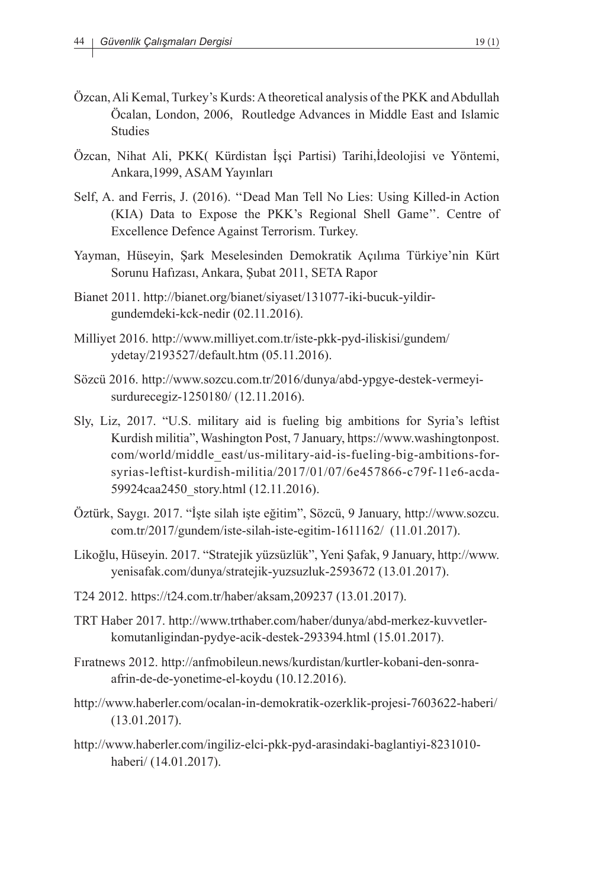Özcan, Ali Kemal, Turkey's Kurds: A theoretical analysis of the PKK and Abdullah Öcalan, London, 2006, Routledge Advances in Middle East and Islamic Studies

Özcan, Nihat Ali, PKK( Kürdistan İşçi Partisi) Tarihi,İdeolojisi ve Yöntemi, Ankara,1999, ASAM Yayınları

Self, A. and Ferris, J. (2016). ''Dead Man Tell No Lies: Using Killed-in Action (KIA) Data to Expose the PKK's Regional Shell Game''. Centre of Excellence Defence Against Terrorism. Turkey.

Yayman, Hüseyin, Şark Meselesinden Demokratik Açılıma Türkiye'nin Kürt Sorunu Hafızası, Ankara, Şubat 2011, SETA Rapor

Bianet 2011. http://bianet.org/bianet/siyaset/131077-iki-bucuk-yildir-gundemdeki-kck-nedir (02.11.2016).

Milliyet 2016. http://www.milliyet.com.tr/iste-pkk-pyd-iliskisi/gundem/ydetay/2193527/default.htm (05.11.2016).

Sözcü 2016. http://www.sozcu.com.tr/2016/dunya/abd-ypgye-destek-vermeyi-surdurecegiz-1250180/ (12.11.2016).

Sly, Liz, 2017. "U.S. military aid is fueling big ambitions for Syria's leftist Kurdish militia", Washington Post, 7 January, https://www.washingtonpost.com/world/middle_east/us-military-aid-is-fueling-big-ambitions-for-syrias-leftist-kurdish-militia/2017/01/07/6e457866-c79f-11e6-acda-59924caa2450_story.html (12.11.2016).

Öztürk, Saygı. 2017. "İşte silah işte eğitim", Sözcü, 9 January, http://www.sozcu.com.tr/2017/gundem/iste-silah-iste-egitim-1611162/ (11.01.2017).

Likoğlu, Hüseyin. 2017. "Stratejik yüzsüzlük", Yeni Şafak, 9 January, http://www.yenisafak.com/dunya/stratejik-yuzsuzluk-2593672 (13.01.2017).

T24 2012. https://t24.com.tr/haber/aksam,209237 (13.01.2017).

TRT Haber 2017. http://www.trthaber.com/haber/dunya/abd-merkez-kuvvetler-komutanligindan-pydye-acik-destek-293394.html (15.01.2017).

Fıratnews 2012. http://anfmobileun.news/kurdistan/kurtler-kobani-den-sonra-afrin-de-de-yonetime-el-koydu (10.12.2016).

http://www.haberler.com/ocalan-in-demokratik-ozerklik-projesi-7603622-haberi/ (13.01.2017).

http://www.haberler.com/ingiliz-elci-pkk-pyd-arasindaki-baglantiyi-8231010-haberi/ (14.01.2017).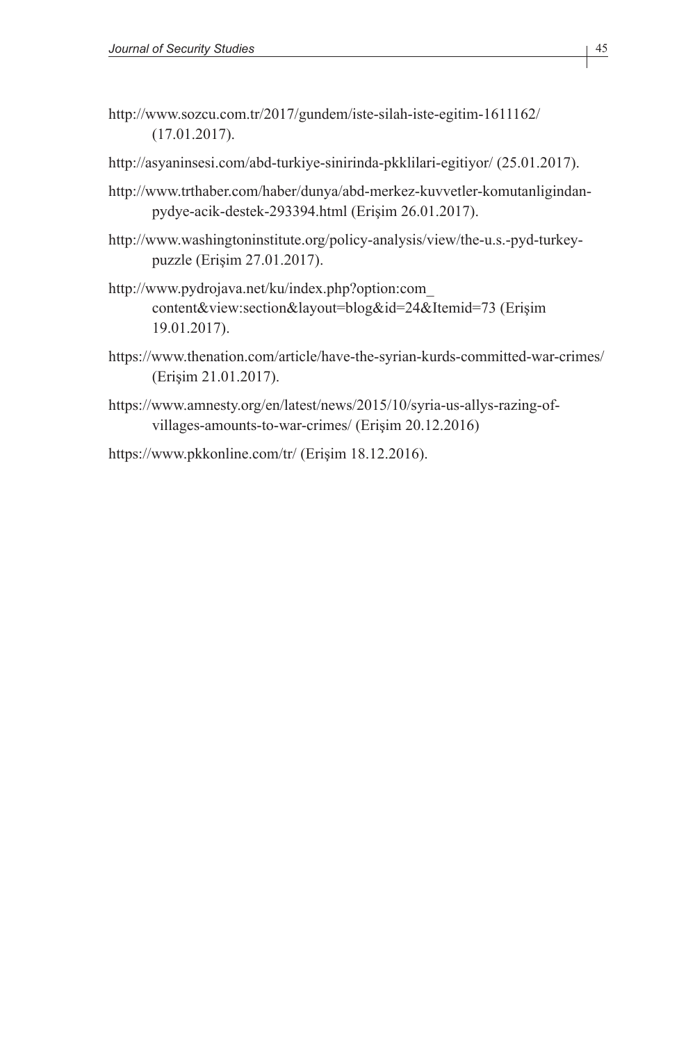http://www.sozcu.com.tr/2017/gundem/iste-silah-iste-egitim-1611162/ (17.01.2017).

http://asyaninsesi.com/abd-turkiye-sinirinda-pkklilari-egitiyor/ (25.01.2017).

http://www.trthaber.com/haber/dunya/abd-merkez-kuvvetler-komutanligindan-pydye-acik-destek-293394.html (Erişim 26.01.2017).

http://www.washingtoninstitute.org/policy-analysis/view/the-u.s.-pyd-turkey-puzzle (Erişim 27.01.2017).

http://www.pydrojava.net/ku/index.php?option:com_content&view:section&layout=blog&id=24&Itemid=73 (Erişim 19.01.2017).

https://www.thenation.com/article/have-the-syrian-kurds-committed-war-crimes/ (Erişim 21.01.2017).

https://www.amnesty.org/en/latest/news/2015/10/syria-us-allys-razing-of-villages-amounts-to-war-crimes/ (Erişim 20.12.2016)

https://www.pkkonline.com/tr/ (Erişim 18.12.2016).